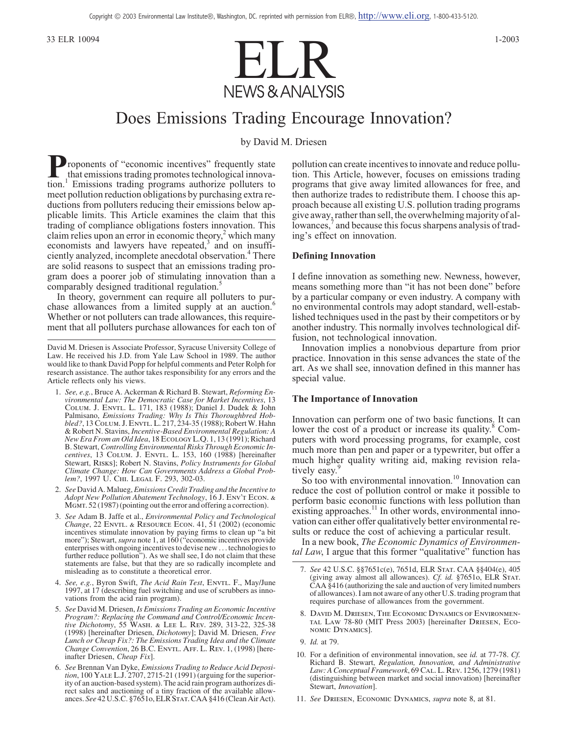Copyright © 2003 Environmental Law Institute®, Washington, DC. reprinted with permission from ELR®, http://www.eli.org, 1-800-433-5120.

# Does Emissions Trading Encourage Innovation?

by David M. Driesen

Proponents of "economic incentives" frequently state that emissions trading promotes technological innovation.[1] Emissions trading programs authorize polluters to meet pollution reduction obligations by purchasing extra reductions from polluters reducing their emissions below applicable limits. This Article examines the claim that this trading of compliance obligations fosters innovation. This claim relies upon an error in economic theory,[2] which many economists and lawyers have repeated,[3] and on insufficiently analyzed, incomplete anecdotal observation.[4] There are solid reasons to suspect that an emissions trading program does a poorer job of stimulating innovation than a comparably designed traditional regulation.[5]

In theory, government can require all polluters to purchase allowances from a limited supply at an auction.[6] Whether or not polluters can trade allowances, this requirement that all polluters purchase allowances for each ton of pollution can create incentives to innovate and reduce pollution. This Article, however, focuses on emissions trading programs that give away limited allowances for free, and then authorize trades to redistribute them. I choose this approach because all existing U.S. pollution trading programs give away, rather than sell, the overwhelming majority of allowances,[7] and because this focus sharpens analysis of trading's effect on innovation.

## Defining Innovation

I define innovation as something new. Newness, however, means something more than "it has not been done" before by a particular company or even industry. A company with no environmental controls may adopt standard, well-established techniques used in the past by their competitors or by another industry. This normally involves technological diffusion, not technological innovation.

Innovation implies a nonobvious departure from prior practice. Innovation in this sense advances the state of the art. As we shall see, innovation defined in this manner has special value.

## The Importance of Innovation

Innovation can perform one of two basic functions. It can lower the cost of a product or increase its quality.[8] Computers with word processing programs, for example, cost much more than pen and paper or a typewriter, but offer a much higher quality writing aid, making revision relatively easy.[9]

So too with environmental innovation.[10] Innovation can reduce the cost of pollution control or make it possible to perform basic economic functions with less pollution than existing approaches.[11] In other words, environmental innovation can either offer qualitatively better environmental results or reduce the cost of achieving a particular result.

In a new book, *The Economic Dynamics of Environmental Law*, I argue that this former "qualitative" function has

---

David M. Driesen is Associate Professor, Syracuse University College of Law. He received his J.D. from Yale Law School in 1989. The author would like to thank David Popp for helpful comments and Peter Rolph for research assistance. The author takes responsibility for any errors and the Article reflects only his views.

1. *See, e.g.*, Bruce A. Ackerman & Richard B. Stewart, *Reforming Environmental Law: The Democratic Case for Market Incentives*, 13 Colum. J. Envtl. L. 171, 183 (1988); Daniel J. Dudek & John Palmisano, *Emissions Trading: Why Is This Thoroughbred Hobbled?*, 13 Colum. J. Envtl. L. 217, 234-35 (1988); Robert W. Hahn & Robert N. Stavins, *Incentive-Based Environmental Regulation: A New Era From an Old Idea*, 18 Ecology L.Q. 1, 13 (1991); Richard B. Stewart, *Controlling Environmental Risks Through Economic Incentives*, 13 Colum. J. Envtl. L. 153, 160 (1988) [hereinafter Stewart, Risks]; Robert N. Stavins, *Policy Instruments for Global Climate Change: How Can Governments Address a Global Problem?*, 1997 U. Chi. Legal F. 293, 302-03.

2. *See* David A. Malueg, *Emissions Credit Trading and the Incentive to Adopt New Pollution Abatement Technology*, 16 J. Env't Econ. & Mgmt. 52 (1987) (pointing out the error and offering a correction).

3. *See* Adam B. Jaffe et al., *Environmental Policy and Technological Change*, 22 Envtl. & Resource Econ. 41, 51 (2002) (economic incentives stimulate innovation by paying firms to clean up "a bit more"); Stewart, *supra* note 1, at 160 ("economic incentives provide enterprises with ongoing incentives to devise new . . . technologies to further reduce pollution"). As we shall see, I do not claim that these statements are false, but that they are so radically incomplete and misleading as to constitute a theoretical error.

4. *See, e.g.*, Byron Swift, *The Acid Rain Test*, Envtl. F., May/June 1997, at 17 (describing fuel switching and use of scrubbers as innovations from the acid rain program).

5. *See* David M. Driesen, *Is Emissions Trading an Economic Incentive Program?: Replacing the Command and Control/Economic Incentive Dichotomy*, 55 Wash. & Lee L. Rev. 289, 313-22, 325-38 (1998) [hereinafter Driesen, *Dichotomy*]; David M. Driesen, *Free Lunch or Cheap Fix?: The Emissions Trading Idea and the Climate Change Convention*, 26 B.C. Envtl. Aff. L. Rev. 1, (1998) [hereinafter Driesen, *Cheap Fix*].

6. *See* Brennan Van Dyke, *Emissions Trading to Reduce Acid Deposition*, 100 Yale L.J. 2707, 2715-21 (1991) (arguing for the superiority of an auction-based system). The acid rain program authorizes direct sales and auctioning of a tiny fraction of the available allowances. *See* 42 U.S.C. §7651o, ELR Stat. CAA §416 (Clean Air Act).

7. *See* 42 U.S.C. §§7651c(e), 7651d, ELR Stat. CAA §§404(e), 405 (giving away almost all allowances). *Cf. id.* §7651o, ELR Stat. CAA §416 (authorizing the sale and auction of very limited numbers of allowances). I am not aware of any other U.S. trading program that requires purchase of allowances from the government.

8. David M. Driesen, The Economic Dynamics of Environmental Law 78-80 (MIT Press 2003) [hereinafter Driesen, Economic Dynamics].

9. *Id.* at 79.

10. For a definition of environmental innovation, see *id.* at 77-78. *Cf.* Richard B. Stewart, *Regulation, Innovation, and Administrative Law: A Conceptual Framework*, 69 Cal. L. Rev. 1256, 1279 (1981) (distinguishing between market and social innovation) [hereinafter Stewart, *Innovation*].

11. *See* Driesen, Economic Dynamics, *supra* note 8, at 81.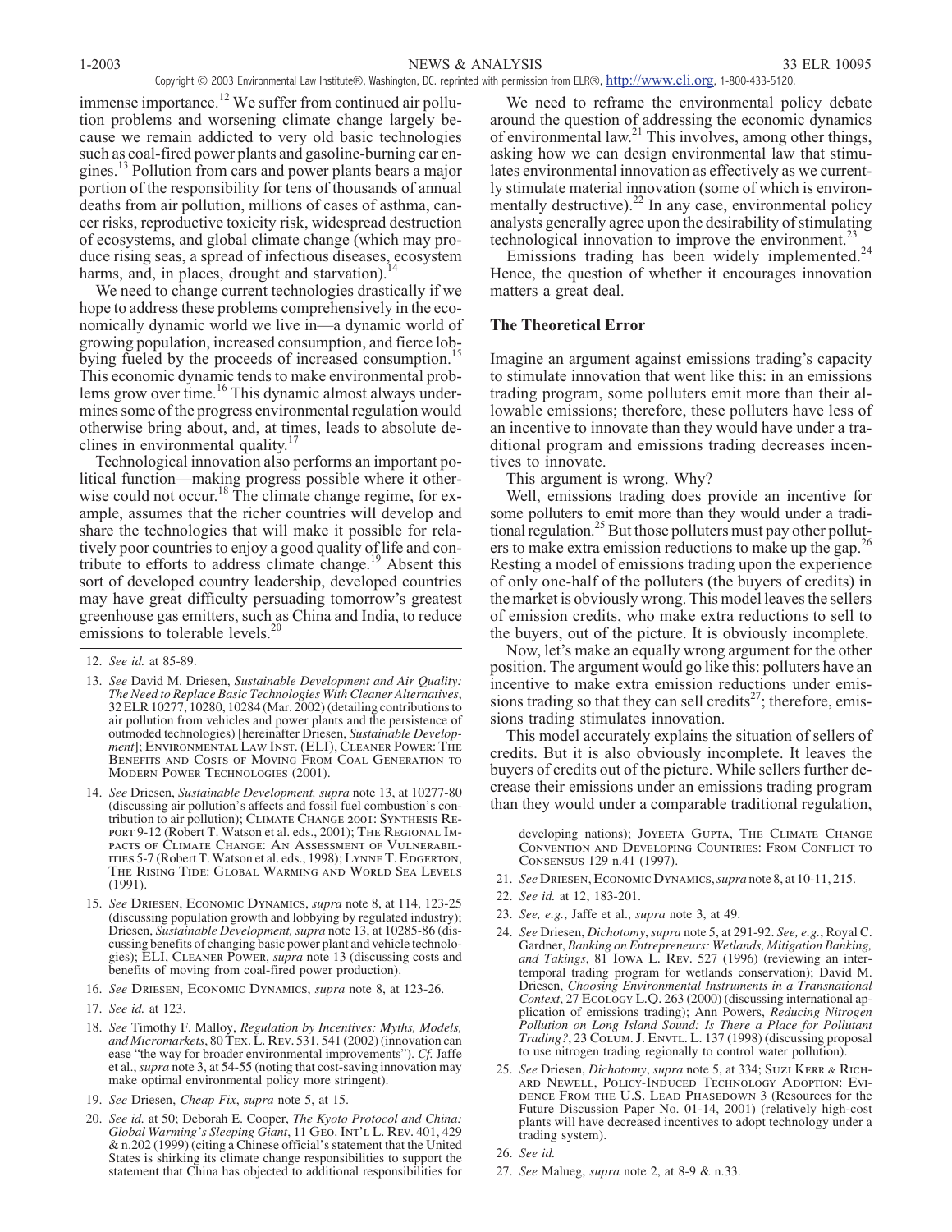immense importance.[12] We suffer from continued air pollution problems and worsening climate change largely because we remain addicted to very old basic technologies such as coal-fired power plants and gasoline-burning car engines.[13] Pollution from cars and power plants bears a major portion of the responsibility for tens of thousands of annual deaths from air pollution, millions of cases of asthma, cancer risks, reproductive toxicity risk, widespread destruction of ecosystems, and global climate change (which may produce rising seas, a spread of infectious diseases, ecosystem harms, and, in places, drought and starvation).[14]

We need to change current technologies drastically if we hope to address these problems comprehensively in the economically dynamic world we live in—a dynamic world of growing population, increased consumption, and fierce lobbying fueled by the proceeds of increased consumption.[15] This economic dynamic tends to make environmental problems grow over time.[16] This dynamic almost always undermines some of the progress environmental regulation would otherwise bring about, and, at times, leads to absolute declines in environmental quality.[17]

Technological innovation also performs an important political function—making progress possible where it otherwise could not occur.[18] The climate change regime, for example, assumes that the richer countries will develop and share the technologies that will make it possible for relatively poor countries to enjoy a good quality of life and contribute to efforts to address climate change.[19] Absent this sort of developed country leadership, developed countries may have great difficulty persuading tomorrow's greatest greenhouse gas emitters, such as China and India, to reduce emissions to tolerable levels.[20]

We need to reframe the environmental policy debate around the question of addressing the economic dynamics of environmental law.[21] This involves, among other things, asking how we can design environmental law that stimulates environmental innovation as effectively as we currently stimulate material innovation (some of which is environmentally destructive).[22] In any case, environmental policy analysts generally agree upon the desirability of stimulating technological innovation to improve the environment.[23]

Emissions trading has been widely implemented.[24] Hence, the question of whether it encourages innovation matters a great deal.

### The Theoretical Error

Imagine an argument against emissions trading's capacity to stimulate innovation that went like this: in an emissions trading program, some polluters emit more than their allowable emissions; therefore, these polluters have less of an incentive to innovate than they would have under a traditional program and emissions trading decreases incentives to innovate.

This argument is wrong. Why?

Well, emissions trading does provide an incentive for some polluters to emit more than they would under a traditional regulation.[25] But those polluters must pay other polluters to make extra emission reductions to make up the gap.[26] Resting a model of emissions trading upon the experience of only one-half of the polluters (the buyers of credits) in the market is obviously wrong. This model leaves the sellers of emission credits, who make extra reductions to sell to the buyers, out of the picture. It is obviously incomplete.

Now, let's make an equally wrong argument for the other position. The argument would go like this: polluters have an incentive to make extra emission reductions under emissions trading so that they can sell credits[27]; therefore, emissions trading stimulates innovation.

This model accurately explains the situation of sellers of credits. But it is also obviously incomplete. It leaves the buyers of credits out of the picture. While sellers further decrease their emissions under an emissions trading program than they would under a comparable traditional regulation,

---

12. *See id.* at 85-89.

13. *See* David M. Driesen, *Sustainable Development and Air Quality: The Need to Replace Basic Technologies With Cleaner Alternatives*, 32 ELR 10277, 10280, 10284 (Mar. 2002) (detailing contributions to air pollution from vehicles and power plants and the persistence of outmoded technologies) [hereinafter Driesen, *Sustainable Development*]; Environmental Law Inst. (ELI), Cleaner Power: The Benefits and Costs of Moving From Coal Generation to Modern Power Technologies (2001).

14. *See* Driesen, *Sustainable Development, supra* note 13, at 10277-80 (discussing air pollution's affects and fossil fuel combustion's contribution to air pollution); Climate Change 2001: Synthesis Report 9-12 (Robert T. Watson et al. eds., 2001); The Regional Impacts of Climate Change: An Assessment of Vulnerabilities 5-7 (Robert T. Watson et al. eds., 1998); Lynne T. Edgerton, The Rising Tide: Global Warming and World Sea Levels (1991).

15. *See* Driesen, Economic Dynamics, *supra* note 8, at 114, 123-25 (discussing population growth and lobbying by regulated industry); Driesen, *Sustainable Development, supra* note 13, at 10285-86 (discussing benefits of changing basic power plant and vehicle technologies); ELI, Cleaner Power, *supra* note 13 (discussing costs and benefits of moving from coal-fired power production).

16. *See* Driesen, Economic Dynamics, *supra* note 8, at 123-26.

17. *See id.* at 123.

18. *See* Timothy F. Malloy, *Regulation by Incentives: Myths, Models, and Micromarkets*, 80 Tex. L. Rev. 531, 541 (2002) (innovation can ease "the way for broader environmental improvements"). *Cf.* Jaffe et al., *supra* note 3, at 54-55 (noting that cost-saving innovation may make optimal environmental policy more stringent).

19. *See* Driesen, *Cheap Fix*, *supra* note 5, at 15.

20. *See id.* at 50; Deborah E. Cooper, *The Kyoto Protocol and China: Global Warming's Sleeping Giant*, 11 Geo. Int'l L. Rev. 401, 429 & n.202 (1999) (citing a Chinese official's statement that the United States is shirking its climate change responsibilities to support the statement that China has objected to additional responsibilities for developing nations); Joyeeta Gupta, The Climate Change Convention and Developing Countries: From Conflict to Consensus 129 n.41 (1997).

21. *See* Driesen, Economic Dynamics, *supra* note 8, at 10-11, 215.

22. *See id.* at 12, 183-201.

23. *See, e.g.*, Jaffe et al., *supra* note 3, at 49.

24. *See* Driesen, *Dichotomy*, *supra* note 5, at 291-92. *See, e.g.*, Royal C. Gardner, *Banking on Entrepreneurs: Wetlands, Mitigation Banking, and Takings*, 81 Iowa L. Rev. 527 (1996) (reviewing an intertemporal trading program for wetlands conservation); David M. Driesen, *Choosing Environmental Instruments in a Transnational Context*, 27 Ecology L.Q. 263 (2000) (discussing international application of emissions trading); Ann Powers, *Reducing Nitrogen Pollution on Long Island Sound: Is There a Place for Pollutant Trading?*, 23 Colum. J. Envtl. L. 137 (1998) (discussing proposal to use nitrogen trading regionally to control water pollution).

25. *See* Driesen, *Dichotomy*, *supra* note 5, at 334; Suzi Kerr & Richard Newell, Policy-Induced Technology Adoption: Evidence From the U.S. Lead Phasedown 3 (Resources for the Future Discussion Paper No. 01-14, 2001) (relatively high-cost plants will have decreased incentives to adopt technology under a trading system).

26. *See id.*

27. *See* Malueg, *supra* note 2, at 8-9 & n.33.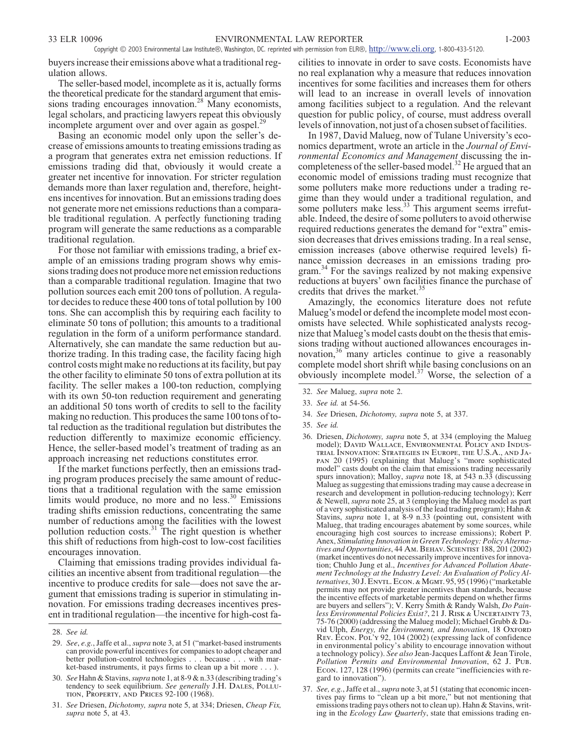buyers increase their emissions above what a traditional regulation allows.

The seller-based model, incomplete as it is, actually forms the theoretical predicate for the standard argument that emissions trading encourages innovation.[28] Many economists, legal scholars, and practicing lawyers repeat this obviously incomplete argument over and over again as gospel.[29]

Basing an economic model only upon the seller's decrease of emissions amounts to treating emissions trading as a program that generates extra net emission reductions. If emissions trading did that, obviously it would create a greater net incentive for innovation. For stricter regulation demands more than laxer regulation and, therefore, heightens incentives for innovation. But an emissions trading does not generate more net emissions reductions than a comparable traditional regulation. A perfectly functioning trading program will generate the same reductions as a comparable traditional regulation.

For those not familiar with emissions trading, a brief example of an emissions trading program shows why emissions trading does not produce more net emission reductions than a comparable traditional regulation. Imagine that two pollution sources each emit 200 tons of pollution. A regulator decides to reduce these 400 tons of total pollution by 100 tons. She can accomplish this by requiring each facility to eliminate 50 tons of pollution; this amounts to a traditional regulation in the form of a uniform performance standard. Alternatively, she can mandate the same reduction but authorize trading. In this trading case, the facility facing high control costs might make no reductions at its facility, but pay the other facility to eliminate 50 tons of extra pollution at its facility. The seller makes a 100-ton reduction, complying with its own 50-ton reduction requirement and generating an additional 50 tons worth of credits to sell to the facility making no reduction. This produces the same 100 tons of total reduction as the traditional regulation but distributes the reduction differently to maximize economic efficiency. Hence, the seller-based model's treatment of trading as an approach increasing net reductions constitutes error.

If the market functions perfectly, then an emissions trading program produces precisely the same amount of reductions that a traditional regulation with the same emission limits would produce, no more and no less.[30] Emissions trading shifts emission reductions, concentrating the same number of reductions among the facilities with the lowest pollution reduction costs.[31] The right question is whether this shift of reductions from high-cost to low-cost facilities encourages innovation.

Claiming that emissions trading provides individual facilities an incentive absent from traditional regulation—the incentive to produce credits for sale—does not save the argument that emissions trading is superior in stimulating innovation. For emissions trading decreases incentives present in traditional regulation—the incentive for high-cost facilities to innovate in order to save costs. Economists have no real explanation why a measure that reduces innovation incentives for some facilities and increases them for others will lead to an increase in overall levels of innovation among facilities subject to a regulation. And the relevant question for public policy, of course, must address overall levels of innovation, not just of a chosen subset of facilities.

In 1987, David Malueg, now of Tulane University's economics department, wrote an article in the *Journal of Environmental Economics and Management* discussing the incompleteness of the seller-based model.[32] He argued that an economic model of emissions trading must recognize that some polluters make more reductions under a trading regime than they would under a traditional regulation, and some polluters make less.[33] This argument seems irrefutable. Indeed, the desire of some polluters to avoid otherwise required reductions generates the demand for "extra" emission decreases that drives emissions trading. In a real sense, emission increases (above otherwise required levels) finance emission decreases in an emissions trading program.[34] For the savings realized by not making expensive reductions at buyers' own facilities finance the purchase of credits that drives the market.[35]

Amazingly, the economics literature does not refute Malueg's model or defend the incomplete model most economists have selected. While sophisticated analysts recognize that Malueg's model casts doubt on the thesis that emissions trading without auctioned allowances encourages innovation,[36] many articles continue to give a reasonably complete model short shrift while basing conclusions on an obviously incomplete model.[37] Worse, the selection of a

---

28. *See id.*

29. *See, e.g.*, Jaffe et al., *supra* note 3, at 51 ("market-based instruments can provide powerful incentives for companies to adopt cheaper and better pollution-control technologies . . . because . . . with market-based instruments, it pays firms to clean up a bit more . . . ).

30. *See* Hahn & Stavins, *supra* note 1, at 8-9 & n.33 (describing trading's tendency to seek equilibrium. *See generally* J.H. Dales, Pollution, Property, and Prices 92-100 (1968).

31. *See* Driesen, *Dichotomy, supra* note 5, at 334; Driesen, *Cheap Fix, supra* note 5, at 43.

32. *See* Malueg, *supra* note 2.

33. *See id.* at 54-56.

34. *See* Driesen, *Dichotomy, supra* note 5, at 337.

35. *See id.*

36. Driesen, *Dichotomy, supra* note 5, at 334 (employing the Malueg model); David Wallace, Environmental Policy and Industrial Innovation: Strategies in Europe, the U.S.A., and Japan 20 (1995) (explaining that Malueg's "more sophisticated model" casts doubt on the claim that emissions trading necessarily spurs innovation); Malloy, *supra* note 18, at 543 n.33 (discussing Malueg as suggesting that emissions trading may cause a decrease in research and development in pollution-reducing technology); Kerr & Newell, *supra* note 25, at 3 (employing the Malueg model as part of a very sophisticated analysis of the lead trading program); Hahn & Stavins, *supra* note 1, at 8-9 n.33 (pointing out, consistent with Malueg, that trading encourages abatement by some sources, while encouraging high cost sources to increase emissions); Robert P. Anex, *Stimulating Innovation in Green Technology: Policy Alternatives and Opportunities*, 44 Am. Behav. Scientist 188, 201 (2002) (market incentives do not necessarily improve incentives for innovation; Chuhlo Jung et al., *Incentives for Advanced Pollution Abatement Technology at the Industry Level: An Evaluation of Policy Alternatives*, 30 J. Envtl. Econ. & Mgmt. 95, 95 (1996) ("marketable permits may not provide greater incentives than standards, because the incentive effects of marketable permits depend on whether firms are buyers and sellers"); V. Kerry Smith & Randy Walsh, *Do Painless Environmental Policies Exist?*, 21 J. Risk & Uncertainty 73, 75-76 (2000) (addressing the Malueg model); Michael Grubb & David Ulph, *Energy, the Environment, and Innovation*, 18 Oxford Rev. Econ. Pol'y 92, 104 (2002) (expressing lack of confidence in environmental policy's ability to encourage innovation without a technology policy). *See also* Jean-Jacques Laffont & Jean Tirole, *Pollution Permits and Environmental Innovation*, 62 J. Pub. Econ. 127, 128 (1996) (permits can create "inefficiencies with regard to innovation").

37. *See, e.g.*, Jaffe et al., *supra* note 3, at 51 (stating that economic incentives pay firms to "clean up a bit more," but not mentioning that emissions trading pays others not to clean up). Hahn & Stavins, writing in the *Ecology Law Quarterly*, state that emissions trading en-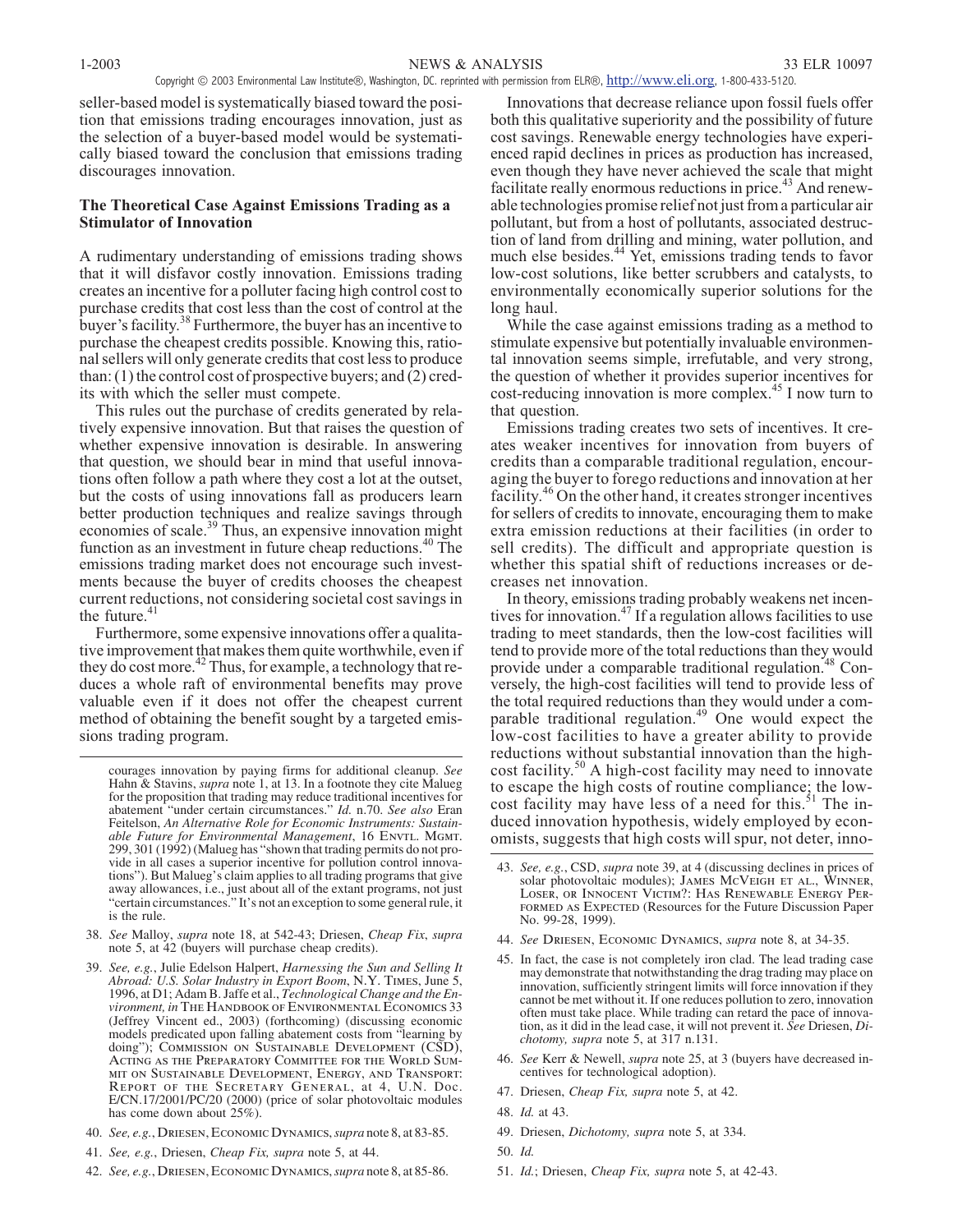seller-based model is systematically biased toward the position that emissions trading encourages innovation, just as the selection of a buyer-based model would be systematically biased toward the conclusion that emissions trading discourages innovation.

### The Theoretical Case Against Emissions Trading as a Stimulator of Innovation

A rudimentary understanding of emissions trading shows that it will disfavor costly innovation. Emissions trading creates an incentive for a polluter facing high control cost to purchase credits that cost less than the cost of control at the buyer's facility.[38] Furthermore, the buyer has an incentive to purchase the cheapest credits possible. Knowing this, rational sellers will only generate credits that cost less to produce than: (1) the control cost of prospective buyers; and (2) credits with which the seller must compete.

This rules out the purchase of credits generated by relatively expensive innovation. But that raises the question of whether expensive innovation is desirable. In answering that question, we should bear in mind that useful innovations often follow a path where they cost a lot at the outset, but the costs of using innovations fall as producers learn better production techniques and realize savings through economies of scale.[39] Thus, an expensive innovation might function as an investment in future cheap reductions.[40] The emissions trading market does not encourage such investments because the buyer of credits chooses the cheapest current reductions, not considering societal cost savings in the future.[41]

Furthermore, some expensive innovations offer a qualitative improvement that makes them quite worthwhile, even if they do cost more.[42] Thus, for example, a technology that reduces a whole raft of environmental benefits may prove valuable even if it does not offer the cheapest current method of obtaining the benefit sought by a targeted emissions trading program.

Innovations that decrease reliance upon fossil fuels offer both this qualitative superiority and the possibility of future cost savings. Renewable energy technologies have experienced rapid declines in prices as production has increased, even though they have never achieved the scale that might facilitate really enormous reductions in price.[43] And renewable technologies promise relief not just from a particular air pollutant, but from a host of pollutants, associated destruction of land from drilling and mining, water pollution, and much else besides.[44] Yet, emissions trading tends to favor low-cost solutions, like better scrubbers and catalysts, to environmentally economically superior solutions for the long haul.

While the case against emissions trading as a method to stimulate expensive but potentially invaluable environmental innovation seems simple, irrefutable, and very strong, the question of whether it provides superior incentives for cost-reducing innovation is more complex.[45] I now turn to that question.

Emissions trading creates two sets of incentives. It creates weaker incentives for innovation from buyers of credits than a comparable traditional regulation, encouraging the buyer to forego reductions and innovation at her facility.[46] On the other hand, it creates stronger incentives for sellers of credits to innovate, encouraging them to make extra emission reductions at their facilities (in order to sell credits). The difficult and appropriate question is whether this spatial shift of reductions increases or decreases net innovation.

In theory, emissions trading probably weakens net incentives for innovation.[47] If a regulation allows facilities to use trading to meet standards, then the low-cost facilities will tend to provide more of the total reductions than they would provide under a comparable traditional regulation.[48] Conversely, the high-cost facilities will tend to provide less of the total required reductions than they would under a comparable traditional regulation.[49] One would expect the low-cost facilities to have a greater ability to provide reductions without substantial innovation than the high-cost facility.[50] A high-cost facility may need to innovate to escape the high costs of routine compliance; the low-cost facility may have less of a need for this.[51] The induced innovation hypothesis, widely employed by economists, suggests that high costs will spur, not deter, inno-

---

courages innovation by paying firms for additional cleanup. *See* Hahn & Stavins, *supra* note 1, at 13. In a footnote they cite Malueg for the proposition that trading may reduce traditional incentives for abatement "under certain circumstances." *Id.* n.70. *See also* Eran Feitelson, *An Alternative Role for Economic Instruments: Sustainable Future for Environmental Management*, 16 Envtl. Mgmt. 299, 301 (1992) (Malueg has "shown that trading permits do not provide in all cases a superior incentive for pollution control innovations"). But Malueg's claim applies to all trading programs that give away allowances, i.e., just about all of the extant programs, not just "certain circumstances." It's not an exception to some general rule, it is the rule.

38. *See* Malloy, *supra* note 18, at 542-43; Driesen, *Cheap Fix*, *supra* note 5, at 42 (buyers will purchase cheap credits).

39. *See, e.g.*, Julie Edelson Halpert, *Harnessing the Sun and Selling It Abroad: U.S. Solar Industry in Export Boom*, N.Y. Times, June 5, 1996, at D1; Adam B. Jaffe et al., *Technological Change and the Environment, in* The Handbook of Environmental Economics 33 (Jeffrey Vincent ed., 2003) (forthcoming) (discussing economic models predicated upon falling abatement costs from "learning by doing"); Commission on Sustainable Development (CSD), Acting as the Preparatory Committee for the World Summit on Sustainable Development, Energy, and Transport: Report of the Secretary General, at 4, U.N. Doc. E/CN.17/2001/PC/20 (2000) (price of solar photovoltaic modules has come down about 25%).

40. *See, e.g.*, Driesen, Economic Dynamics, *supra* note 8, at 83-85.

41. *See, e.g.*, Driesen, *Cheap Fix, supra* note 5, at 44.

42. *See, e.g.*, Driesen, Economic Dynamics, *supra* note 8, at 85-86.

43. *See, e.g.*, CSD, *supra* note 39, at 4 (discussing declines in prices of solar photovoltaic modules); James McVeigh et al., Winner, Loser, or Innocent Victim?: Has Renewable Energy Performed as Expected (Resources for the Future Discussion Paper No. 99-28, 1999).

44. *See* Driesen, Economic Dynamics, *supra* note 8, at 34-35.

45. In fact, the case is not completely iron clad. The lead trading case may demonstrate that notwithstanding the drag trading may place on innovation, sufficiently stringent limits will force innovation if they cannot be met without it. If one reduces pollution to zero, innovation often must take place. While trading can retard the pace of innovation, as it did in the lead case, it will not prevent it. *See* Driesen, *Dichotomy, supra* note 5, at 317 n.131.

46. *See* Kerr & Newell, *supra* note 25, at 3 (buyers have decreased incentives for technological adoption).

47. Driesen, *Cheap Fix, supra* note 5, at 42.

48. *Id.* at 43.

49. Driesen, *Dichotomy, supra* note 5, at 334.

50. *Id.*

51. *Id.*; Driesen, *Cheap Fix, supra* note 5, at 42-43.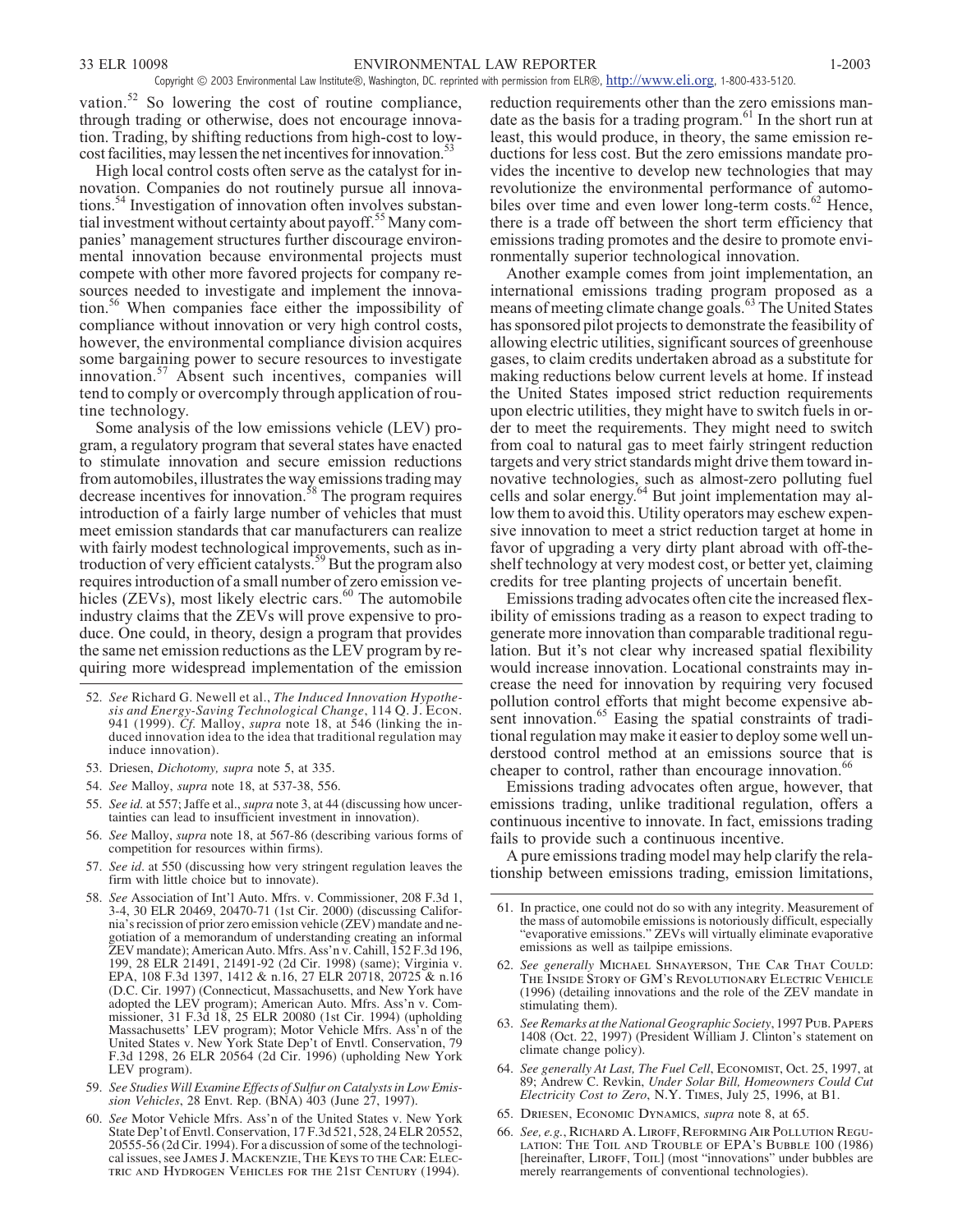vation.[52] So lowering the cost of routine compliance, through trading or otherwise, does not encourage innovation. Trading, by shifting reductions from high-cost to low-cost facilities, may lessen the net incentives for innovation.[53]

High local control costs often serve as the catalyst for innovation. Companies do not routinely pursue all innovations.[54] Investigation of innovation often involves substantial investment without certainty about payoff.[55] Many companies' management structures further discourage environmental innovation because environmental projects must compete with other more favored projects for company resources needed to investigate and implement the innovation.[56] When companies face either the impossibility of compliance without innovation or very high control costs, however, the environmental compliance division acquires some bargaining power to secure resources to investigate innovation.[57] Absent such incentives, companies will tend to comply or overcomply through application of routine technology.

Some analysis of the low emissions vehicle (LEV) program, a regulatory program that several states have enacted to stimulate innovation and secure emission reductions from automobiles, illustrates the way emissions trading may decrease incentives for innovation.[58] The program requires introduction of a fairly large number of vehicles that must meet emission standards that car manufacturers can realize with fairly modest technological improvements, such as introduction of very efficient catalysts.[59] But the program also requires introduction of a small number of zero emission vehicles (ZEVs), most likely electric cars.[60] The automobile industry claims that the ZEVs will prove expensive to produce. One could, in theory, design a program that provides the same net emission reductions as the LEV program by requiring more widespread implementation of the emission reduction requirements other than the zero emissions mandate as the basis for a trading program.[61] In the short run at least, this would produce, in theory, the same emission reductions for less cost. But the zero emissions mandate provides the incentive to develop new technologies that may revolutionize the environmental performance of automobiles over time and even lower long-term costs.[62] Hence, there is a trade off between the short term efficiency that emissions trading promotes and the desire to promote environmentally superior technological innovation.

Another example comes from joint implementation, an international emissions trading program proposed as a means of meeting climate change goals.[63] The United States has sponsored pilot projects to demonstrate the feasibility of allowing electric utilities, significant sources of greenhouse gases, to claim credits undertaken abroad as a substitute for making reductions below current levels at home. If instead the United States imposed strict reduction requirements upon electric utilities, they might have to switch fuels in order to meet the requirements. They might need to switch from coal to natural gas to meet fairly stringent reduction targets and very strict standards might drive them toward innovative technologies, such as almost-zero polluting fuel cells and solar energy.[64] But joint implementation may allow them to avoid this. Utility operators may eschew expensive innovation to meet a strict reduction target at home in favor of upgrading a very dirty plant abroad with off-the-shelf technology at very modest cost, or better yet, claiming credits for tree planting projects of uncertain benefit.

Emissions trading advocates often cite the increased flexibility of emissions trading as a reason to expect trading to generate more innovation than comparable traditional regulation. But it's not clear why increased spatial flexibility would increase innovation. Locational constraints may increase the need for innovation by requiring very focused pollution control efforts that might become expensive absent innovation.[65] Easing the spatial constraints of traditional regulation may make it easier to deploy some well understood control method at an emissions source that is cheaper to control, rather than encourage innovation.[66]

Emissions trading advocates often argue, however, that emissions trading, unlike traditional regulation, offers a continuous incentive to innovate. In fact, emissions trading fails to provide such a continuous incentive.

A pure emissions trading model may help clarify the relationship between emissions trading, emission limitations,

---

52. *See* Richard G. Newell et al., *The Induced Innovation Hypothesis and Energy-Saving Technological Change*, 114 Q. J. ECON. 941 (1999). *Cf.* Malloy, *supra* note 18, at 546 (linking the induced innovation idea to the idea that traditional regulation may induce innovation).

53. Driesen, *Dichotomy, supra* note 5, at 335.

54. *See* Malloy, *supra* note 18, at 537-38, 556.

55. *See id.* at 557; Jaffe et al., *supra* note 3, at 44 (discussing how uncertainties can lead to insufficient investment in innovation).

56. *See* Malloy, *supra* note 18, at 567-86 (describing various forms of competition for resources within firms).

57. *See id.* at 550 (discussing how very stringent regulation leaves the firm with little choice but to innovate).

58. *See* Association of Int'l Auto. Mfrs. v. Commissioner, 208 F.3d 1, 3-4, 30 ELR 20469, 20470-71 (1st Cir. 2000) (discussing California's recission of prior zero emission vehicle (ZEV) mandate and negotiation of a memorandum of understanding creating an informal ZEV mandate); American Auto. Mfrs. Ass'n v. Cahill, 152 F.3d 196, 199, 28 ELR 21491, 21491-92 (2d Cir. 1998) (same); Virginia v. EPA, 108 F.3d 1397, 1412 & n.16, 27 ELR 20718, 20725 & n.16 (D.C. Cir. 1997) (Connecticut, Massachusetts, and New York have adopted the LEV program); American Auto. Mfrs. Ass'n v. Commissioner, 31 F.3d 18, 25 ELR 20080 (1st Cir. 1994) (upholding Massachusetts' LEV program); Motor Vehicle Mfrs. Ass'n of the United States v. New York State Dep't of Envtl. Conservation, 79 F.3d 1298, 26 ELR 20564 (2d Cir. 1996) (upholding New York LEV program).

59. *See Studies Will Examine Effects of Sulfur on Catalysts in Low Emission Vehicles*, 28 Envt. Rep. (BNA) 403 (June 27, 1997).

60. *See* Motor Vehicle Mfrs. Ass'n of the United States v. New York State Dep't of Envtl. Conservation, 17 F.3d 521, 528, 24 ELR 20552, 20555-56 (2d Cir. 1994). For a discussion of some of the technological issues, see JAMES J. MACKENZIE, THE KEYS TO THE CAR: ELECTRIC AND HYDROGEN VEHICLES FOR THE 21ST CENTURY (1994).

61. In practice, one could not do so with any integrity. Measurement of the mass of automobile emissions is notoriously difficult, especially "evaporative emissions." ZEVs will virtually eliminate evaporative emissions as well as tailpipe emissions.

62. *See generally* MICHAEL SHNAYERSON, THE CAR THAT COULD: THE INSIDE STORY OF GM'S REVOLUTIONARY ELECTRIC VEHICLE (1996) (detailing innovations and the role of the ZEV mandate in stimulating them).

63. *See Remarks at the National Geographic Society*, 1997 PUB. PAPERS 1408 (Oct. 22, 1997) (President William J. Clinton's statement on climate change policy).

64. *See generally At Last, The Fuel Cell*, ECONOMIST, Oct. 25, 1997, at 89; Andrew C. Revkin, *Under Solar Bill, Homeowners Could Cut Electricity Cost to Zero*, N.Y. TIMES, July 25, 1996, at B1.

65. DRIESEN, ECONOMIC DYNAMICS, *supra* note 8, at 65.

66. *See, e.g.*, RICHARD A. LIROFF, REFORMING AIR POLLUTION REGULATION: THE TOIL AND TROUBLE OF EPA'S BUBBLE 100 (1986) [hereinafter, LIROFF, TOIL] (most "innovations" under bubbles are merely rearrangements of conventional technologies).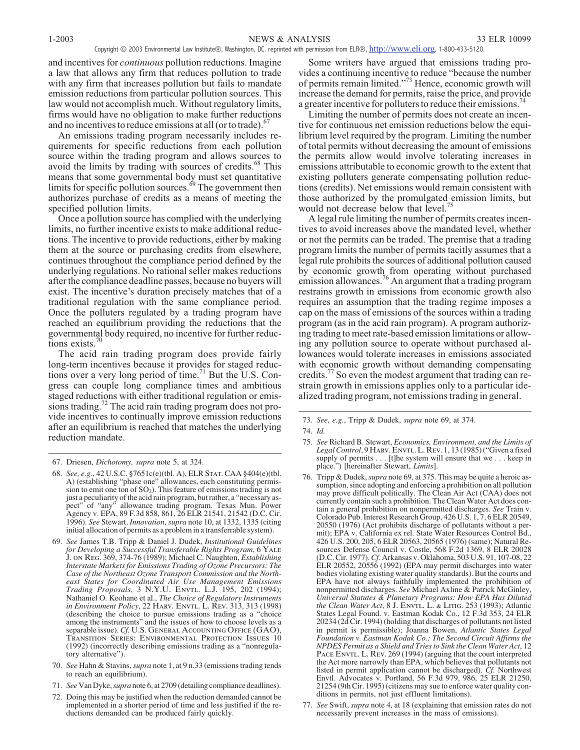and incentives for *continuous* pollution reductions. Imagine a law that allows any firm that reduces pollution to trade with any firm that increases pollution but fails to mandate emission reductions from particular pollution sources. This law would not accomplish much. Without regulatory limits, firms would have no obligation to make further reductions and no incentives to reduce emissions at all (or to trade).[67]

An emissions trading program necessarily includes requirements for specific reductions from each pollution source within the trading program and allows sources to avoid the limits by trading with sources of credits.[68] This means that some governmental body must set quantitative limits for specific pollution sources.[69] The government then authorizes purchase of credits as a means of meeting the specified pollution limits.

Once a pollution source has complied with the underlying limits, no further incentive exists to make additional reductions. The incentive to provide reductions, either by making them at the source or purchasing credits from elsewhere, continues throughout the compliance period defined by the underlying regulations. No rational seller makes reductions after the compliance deadline passes, because no buyers will exist. The incentive's duration precisely matches that of a traditional regulation with the same compliance period. Once the polluters regulated by a trading program have reached an equilibrium providing the reductions that the governmental body required, no incentive for further reductions exists.[70]

The acid rain trading program does provide fairly long-term incentives because it provides for staged reductions over a very long period of time.[71] But the U.S. Congress can couple long compliance times and ambitious staged reductions with either traditional regulation or emissions trading.[72] The acid rain trading program does not provide incentives to continually improve emission reductions after an equilibrium is reached that matches the underlying reduction mandate.

Some writers have argued that emissions trading provides a continuing incentive to reduce "because the number of permits remain limited."[73] Hence, economic growth will increase the demand for permits, raise the price, and provide a greater incentive for polluters to reduce their emissions.[74]

Limiting the number of permits does not create an incentive for continuous net emission reductions below the equilibrium level required by the program. Limiting the number of total permits without decreasing the amount of emissions the permits allow would involve tolerating increases in emissions attributable to economic growth to the extent that existing polluters generate compensating pollution reductions (credits). Net emissions would remain consistent with those authorized by the promulgated emission limits, but would not decrease below that level.[75]

A legal rule limiting the number of permits creates incentives to avoid increases above the mandated level, whether or not the permits can be traded. The premise that a trading program limits the number of permits tacitly assumes that a legal rule prohibits the sources of additional pollution caused by economic growth from operating without purchased emission allowances.[76] An argument that a trading program restrains growth in emissions from economic growth also requires an assumption that the trading regime imposes a cap on the mass of emissions of the sources within a trading program (as in the acid rain program). A program authorizing trading to meet rate-based emission limitations or allowing any pollution source to operate without purchased allowances would tolerate increases in emissions associated with economic growth without demanding compensating credits.[77] So even the modest argument that trading can restrain growth in emissions applies only to a particular idealized trading program, not emissions trading in general.

---

67. Driesen, *Dichotomy, supra* note 5, at 324.

68. *See, e.g.*, 42 U.S.C. §7651c(e)(tbl. A), ELR Stat. CAA §404(e)(tbl. A) (establishing "phase one" allowances, each constituting permission to emit one ton of $SO_2$). This feature of emissions trading is not just a peculiarity of the acid rain program, but rather, a "necessary aspect" of "any" allowance trading program. Texas Mun. Power Agency v. EPA, 89 F.3d 858, 861, 26 ELR 21541, 21542 (D.C. Cir. 1996). *See* Stewart, *Innovation*, *supra* note 10, at 1332, 1335 (citing initial allocation of permits as a problem in a transferrable system).

69. *See* James T.B. Tripp & Daniel J. Dudek, *Institutional Guidelines for Developing a Successful Transferable Rights Program*, 6 Yale J. on Reg. 369, 374-76 (1989); Michael C. Naughton, *Establishing Interstate Markets for Emissions Trading of Ozone Precursors: The Case of the Northeast Ozone Transport Commission and the Northeast States for Coordinated Air Use Management Emissions Trading Proposals*, 3 N.Y.U. Envtl. L.J. 195, 202 (1994); Nathaniel O. Keohane et al., *The Choice of Regulatory Instruments in Environment Policy*, 22 Harv. Envtl. L. Rev. 313, 313 (1998) (describing the choice to pursue emissions trading as a "choice among the instruments" and the issues of how to choose levels as a separable issue). *Cf.* U.S. General Accounting Office (GAO), Transition Series: Environmental Protection Issues 10 (1992) (incorrectly describing emissions trading as a "nonregulatory alternative").

70. *See* Hahn & Stavins, *supra* note 1, at 9 n.33 (emissions trading tends to reach an equilibrium).

71. *See* Van Dyke, *supra* note 6, at 2709 (detailing compliance deadlines).

72. Doing this may be justified when the reduction demanded cannot be implemented in a shorter period of time and less justified if the reductions demanded can be produced fairly quickly.

73. *See, e.g.*, Tripp & Dudek, *supra* note 69, at 374.

74. *Id.*

75. *See* Richard B. Stewart, *Economics, Environment, and the Limits of Legal Control*, 9 Harv. Envtl. L. Rev. 1, 13 (1985) ("Given a fixed supply of permits . . . [t]he system will ensure that we . . . keep in place.") [hereinafter Stewart, *Limits*].

76. Tripp & Dudek, *supra* note 69, at 375. This may be quite a heroic assumption, since adopting and enforcing a prohibition on all pollution may prove difficult politically. The Clean Air Act (CAA) does not currently contain such a prohibition. The Clean Water Act does contain a general prohibition on nonpermitted discharges. *See* Train v. Colorado Pub. Interest Research Group, 426 U.S. 1, 7, 6 ELR 20549, 20550 (1976) (Act prohibits discharge of pollutants without a permit); EPA v. California ex rel. State Water Resources Control Bd., 426 U.S. 200, 205, 6 ELR 20563, 20565 (1976) (same); Natural Resources Defense Council v. Costle, 568 F.2d 1369, 8 ELR 20028 (D.C. Cir. 1977). *Cf.* Arkansas v. Oklahoma, 503 U.S. 91, 107-08, 22 ELR 20552, 20556 (1992) (EPA may permit discharges into water bodies violating existing water quality standards). But the courts and EPA have not always faithfully implemented the prohibition of nonpermitted discharges. *See* Michael Axline & Patrick McGinley, *Universal Statutes & Planetary Programs: How EPA Has Diluted the Clean Water Act*, 8 J. Envtl. L. & Litig. 253 (1993); Atlantic States Legal Found. v. Eastman Kodak Co., 12 F.3d 353, 24 ELR 20234 (2d Cir. 1994) (holding that discharges of pollutants not listed in permit is permissible); Joanna Bowen, *Atlantic States Legal Foundation v. Eastman Kodak Co.: The Second Circuit Affirms the NPDES Permit as a Shield and Tries to Sink the Clean Water Act*, 12 Pace Envtl. L. Rev. 269 (1994) (arguing that the court interpreted the Act more narrowly than EPA, which believes that pollutants not listed in permit application cannot be discharged). *Cf.* Northwest Envtl. Advocates v. Portland, 56 F.3d 979, 986, 25 ELR 21250, 21254 (9th Cir. 1995) (citizens may sue to enforce water quality conditions in permits, not just effluent limitations).

77. *See* Swift, *supra* note 4, at 18 (explaining that emission rates do not necessarily prevent increases in the mass of emissions).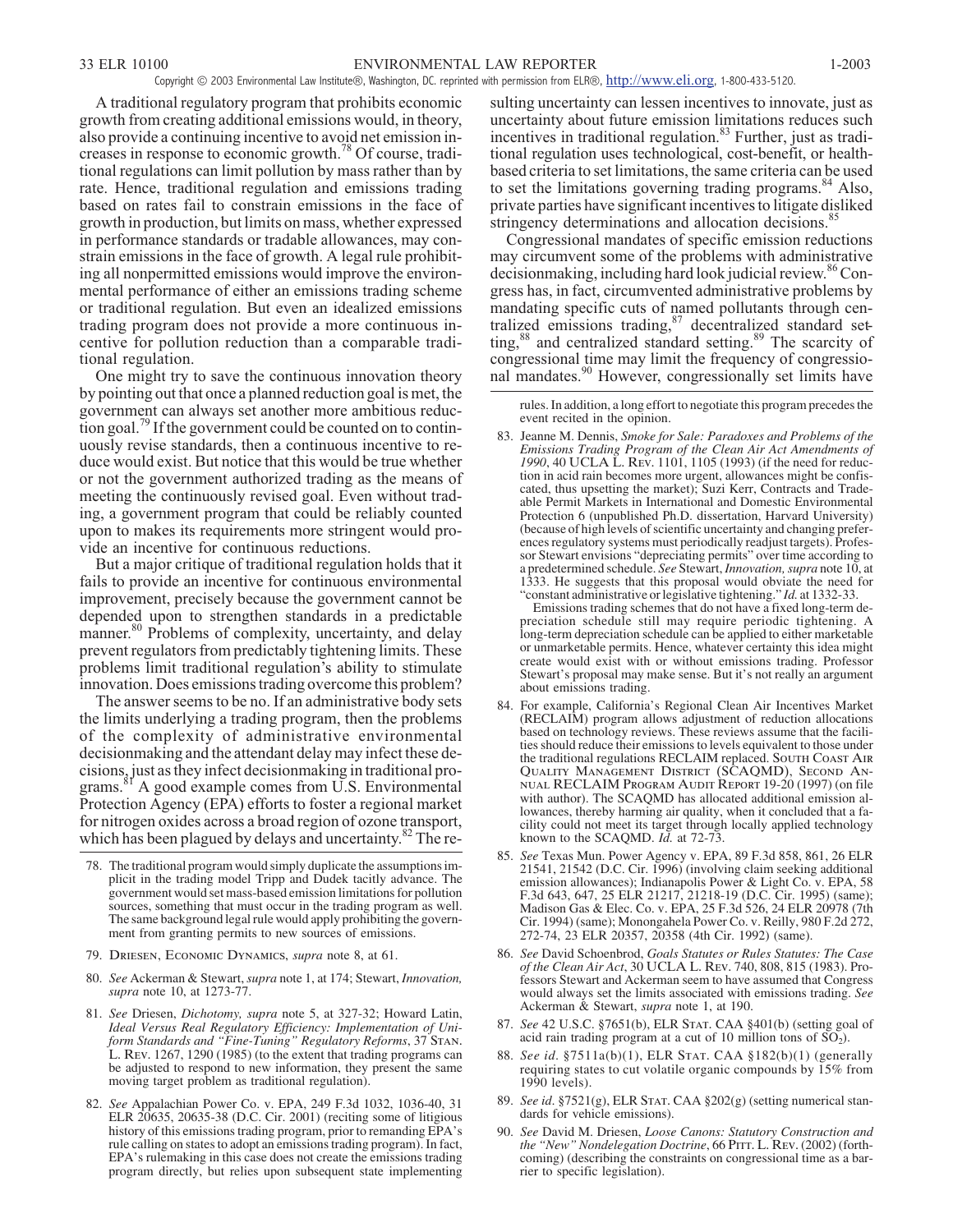A traditional regulatory program that prohibits economic growth from creating additional emissions would, in theory, also provide a continuing incentive to avoid net emission increases in response to economic growth.[78] Of course, traditional regulations can limit pollution by mass rather than by rate. Hence, traditional regulation and emissions trading based on rates fail to constrain emissions in the face of growth in production, but limits on mass, whether expressed in performance standards or tradable allowances, may constrain emissions in the face of growth. A legal rule prohibiting all nonpermitted emissions would improve the environmental performance of either an emissions trading scheme or traditional regulation. But even an idealized emissions trading program does not provide a more continuous incentive for pollution reduction than a comparable traditional regulation.

One might try to save the continuous innovation theory by pointing out that once a planned reduction goal is met, the government can always set another more ambitious reduction goal.[79] If the government could be counted on to continuously revise standards, then a continuous incentive to reduce would exist. But notice that this would be true whether or not the government authorized trading as the means of meeting the continuously revised goal. Even without trading, a government program that could be reliably counted upon to makes its requirements more stringent would provide an incentive for continuous reductions.

But a major critique of traditional regulation holds that it fails to provide an incentive for continuous environmental improvement, precisely because the government cannot be depended upon to strengthen standards in a predictable manner.[80] Problems of complexity, uncertainty, and delay prevent regulators from predictably tightening limits. These problems limit traditional regulation's ability to stimulate innovation. Does emissions trading overcome this problem?

The answer seems to be no. If an administrative body sets the limits underlying a trading program, then the problems of the complexity of administrative environmental decisionmaking and the attendant delay may infect these decisions, just as they infect decisionmaking in traditional programs.[81] A good example comes from U.S. Environmental Protection Agency (EPA) efforts to foster a regional market for nitrogen oxides across a broad region of ozone transport, which has been plagued by delays and uncertainty.[82] The resulting uncertainty can lessen incentives to innovate, just as uncertainty about future emission limitations reduces such incentives in traditional regulation.[83] Further, just as traditional regulation uses technological, cost-benefit, or health-based criteria to set limitations, the same criteria can be used to set the limitations governing trading programs.[84] Also, private parties have significant incentives to litigate disliked stringency determinations and allocation decisions.[85]

Congressional mandates of specific emission reductions may circumvent some of the problems with administrative decisionmaking, including hard look judicial review.[86] Congress has, in fact, circumvented administrative problems by mandating specific cuts of named pollutants through centralized emissions trading,[87] decentralized standard setting,[88] and centralized standard setting.[89] The scarcity of congressional time may limit the frequency of congressional mandates.[90] However, congressionally set limits have

78. The traditional program would simply duplicate the assumptions implicit in the trading model Tripp and Dudek tacitly advance. The government would set mass-based emission limitations for pollution sources, something that must occur in the trading program as well. The same background legal rule would apply prohibiting the government from granting permits to new sources of emissions.

79. Driesen, Economic Dynamics, *supra* note 8, at 61.

80. *See* Ackerman & Stewart, *supra* note 1, at 174; Stewart, *Innovation, supra* note 10, at 1273-77.

81. *See* Driesen, *Dichotomy, supra* note 5, at 327-32; Howard Latin, *Ideal Versus Real Regulatory Efficiency: Implementation of Uniform Standards and "Fine-Tuning" Regulatory Reforms*, 37 Stan. L. Rev. 1267, 1290 (1985) (to the extent that trading programs can be adjusted to respond to new information, they present the same moving target problem as traditional regulation).

82. *See* Appalachian Power Co. v. EPA, 249 F.3d 1032, 1036-40, 31 ELR 20635, 20635-38 (D.C. Cir. 2001) (reciting some of litigious history of this emissions trading program, prior to remanding EPA's rule calling on states to adopt an emissions trading program). In fact, EPA's rulemaking in this case does not create the emissions trading program directly, but relies upon subsequent state implementing rules. In addition, a long effort to negotiate this program precedes the event recited in the opinion.

83. Jeanne M. Dennis, *Smoke for Sale: Paradoxes and Problems of the Emissions Trading Program of the Clean Air Act Amendments of 1990*, 40 UCLA L. Rev. 1101, 1105 (1993) (if the need for reduction in acid rain becomes more urgent, allowances might be confiscated, thus upsetting the market); Suzi Kerr, Contracts and Tradeable Permit Markets in International and Domestic Environmental Protection 6 (unpublished Ph.D. dissertation, Harvard University) (because of high levels of scientific uncertainty and changing preferences regulatory systems must periodically readjust targets). Professor Stewart envisions "depreciating permits" over time according to a predetermined schedule. *See* Stewart, *Innovation, supra* note 10, at 1333. He suggests that this proposal would obviate the need for "constant administrative or legislative tightening." *Id.* at 1332-33.

Emissions trading schemes that do not have a fixed long-term depreciation schedule still may require periodic tightening. A long-term depreciation schedule can be applied to either marketable or unmarketable permits. Hence, whatever certainty this idea might create would exist with or without emissions trading. Professor Stewart's proposal may make sense. But it's not really an argument about emissions trading.

84. For example, California's Regional Clean Air Incentives Market (RECLAIM) program allows adjustment of reduction allocations based on technology reviews. These reviews assume that the facilities should reduce their emissions to levels equivalent to those under the traditional regulations RECLAIM replaced. South Coast Air Quality Management District (SCAQMD), Second Annual RECLAIM Program Audit Report 19-20 (1997) (on file with author). The SCAQMD has allocated additional emission allowances, thereby harming air quality, when it concluded that a facility could not meet its target through locally applied technology known to the SCAQMD. *Id.* at 72-73.

85. *See* Texas Mun. Power Agency v. EPA, 89 F.3d 858, 861, 26 ELR 21541, 21542 (D.C. Cir. 1996) (involving claim seeking additional emission allowances); Indianapolis Power & Light Co. v. EPA, 58 F.3d 643, 647, 25 ELR 21217, 21218-19 (D.C. Cir. 1995) (same); Madison Gas & Elec. Co. v. EPA, 25 F.3d 526, 24 ELR 20978 (7th Cir. 1994) (same); Monongahela Power Co. v. Reilly, 980 F.2d 272, 272-74, 23 ELR 20357, 20358 (4th Cir. 1992) (same).

86. *See* David Schoenbrod, *Goals Statutes or Rules Statutes: The Case of the Clean Air Act*, 30 UCLA L. Rev. 740, 808, 815 (1983). Professors Stewart and Ackerman seem to have assumed that Congress would always set the limits associated with emissions trading. *See* Ackerman & Stewart, *supra* note 1, at 190.

87. *See* 42 U.S.C. §7651(b), ELR Stat. CAA §401(b) (setting goal of acid rain trading program at a cut of 10 million tons of $SO_2$).

88. *See id.* §7511a(b)(1), ELR Stat. CAA §182(b)(1) (generally requiring states to cut volatile organic compounds by 15% from 1990 levels).

89. *See id.* §7521(g), ELR Stat. CAA §202(g) (setting numerical standards for vehicle emissions).

90. *See* David M. Driesen, *Loose Canons: Statutory Construction and the "New" Nondelegation Doctrine*, 66 Pitt. L. Rev. (2002) (forthcoming) (describing the constraints on congressional time as a barrier to specific legislation).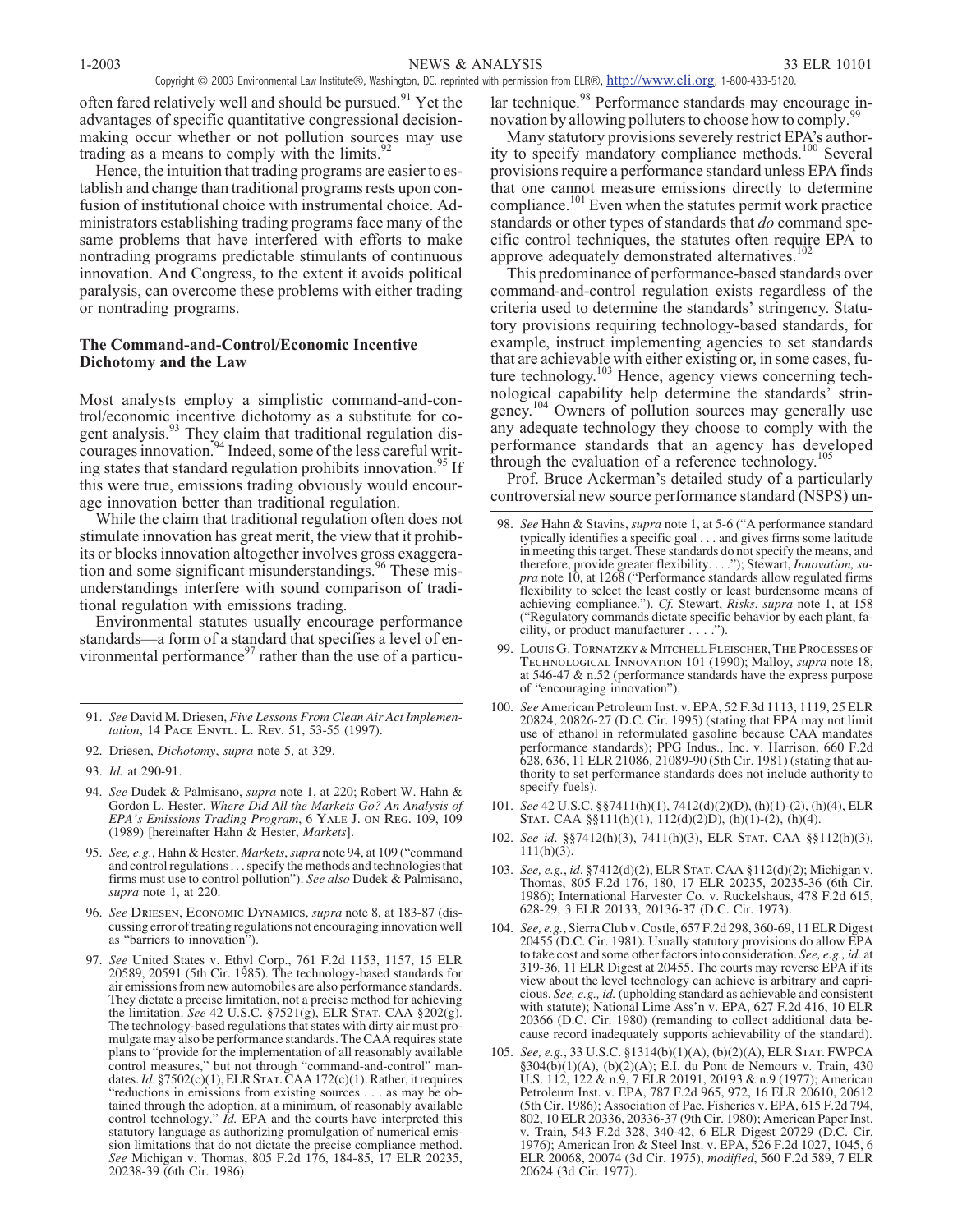often fared relatively well and should be pursued.[91] Yet the advantages of specific quantitative congressional decisionmaking occur whether or not pollution sources may use trading as a means to comply with the limits.[92]

Hence, the intuition that trading programs are easier to establish and change than traditional programs rests upon confusion of institutional choice with instrumental choice. Administrators establishing trading programs face many of the same problems that have interfered with efforts to make nontrading programs predictable stimulants of continuous innovation. And Congress, to the extent it avoids political paralysis, can overcome these problems with either trading or nontrading programs.

### The Command-and-Control/Economic Incentive Dichotomy and the Law

Most analysts employ a simplistic command-and-control/economic incentive dichotomy as a substitute for cogent analysis.[93] They claim that traditional regulation discourages innovation.[94] Indeed, some of the less careful writing states that standard regulation prohibits innovation.[95] If this were true, emissions trading obviously would encourage innovation better than traditional regulation.

While the claim that traditional regulation often does not stimulate innovation has great merit, the view that it prohibits or blocks innovation altogether involves gross exaggeration and some significant misunderstandings.[96] These misunderstandings interfere with sound comparison of traditional regulation with emissions trading.

Environmental statutes usually encourage performance standards—a form of a standard that specifies a level of environmental performance[97] rather than the use of a particular technique.[98] Performance standards may encourage innovation by allowing polluters to choose how to comply.[99]

Many statutory provisions severely restrict EPA's authority to specify mandatory compliance methods.[100] Several provisions require a performance standard unless EPA finds that one cannot measure emissions directly to determine compliance.[101] Even when the statutes permit work practice standards or other types of standards that *do* command specific control techniques, the statutes often require EPA to approve adequately demonstrated alternatives.[102]

This predominance of performance-based standards over command-and-control regulation exists regardless of the criteria used to determine the standards' stringency. Statutory provisions requiring technology-based standards, for example, instruct implementing agencies to set standards that are achievable with either existing or, in some cases, future technology.[103] Hence, agency views concerning technological capability help determine the standards' stringency.[104] Owners of pollution sources may generally use any adequate technology they choose to comply with the performance standards that an agency has developed through the evaluation of a reference technology.[105]

Prof. Bruce Ackerman's detailed study of a particularly controversial new source performance standard (NSPS) un-

---

91. *See* David M. Driesen, *Five Lessons From Clean Air Act Implementation*, 14 Pace Envtl. L. Rev. 51, 53-55 (1997).

92. Driesen, *Dichotomy*, *supra* note 5, at 329.

93. *Id.* at 290-91.

94. *See* Dudek & Palmisano, *supra* note 1, at 220; Robert W. Hahn & Gordon L. Hester, *Where Did All the Markets Go? An Analysis of EPA's Emissions Trading Program*, 6 Yale J. on Reg. 109, 109 (1989) [hereinafter Hahn & Hester, *Markets*].

95. *See, e.g.*, Hahn & Hester, *Markets*, *supra* note 94, at 109 ("command and control regulations . . . specify the methods and technologies that firms must use to control pollution"). *See also* Dudek & Palmisano, *supra* note 1, at 220.

96. *See* Driesen, Economic Dynamics, *supra* note 8, at 183-87 (discussing error of treating regulations not encouraging innovation well as "barriers to innovation").

97. *See* United States v. Ethyl Corp., 761 F.2d 1153, 1157, 15 ELR 20589, 20591 (5th Cir. 1985). The technology-based standards for air emissions from new automobiles are also performance standards. They dictate a precise limitation, not a precise method for achieving the limitation. *See* 42 U.S.C. §7521(g), ELR Stat. CAA §202(g). The technology-based regulations that states with dirty air must promulgate may also be performance standards. The CAA requires state plans to "provide for the implementation of all reasonably available control measures," but not through "command-and-control" mandates. *Id.* §7502(c)(1), ELR Stat. CAA 172(c)(1). Rather, it requires "reductions in emissions from existing sources . . . as may be obtained through the adoption, at a minimum, of reasonably available control technology." *Id.* EPA and the courts have interpreted this statutory language as authorizing promulgation of numerical emission limitations that do not dictate the precise compliance method. *See* Michigan v. Thomas, 805 F.2d 176, 184-85, 17 ELR 20235, 20238-39 (6th Cir. 1986).

98. *See* Hahn & Stavins, *supra* note 1, at 5-6 ("A performance standard typically identifies a specific goal . . . and gives firms some latitude in meeting this target. These standards do not specify the means, and therefore, provide greater flexibility. . . ."); Stewart, *Innovation, supra* note 10, at 1268 ("Performance standards allow regulated firms flexibility to select the least costly or least burdensome means of achieving compliance."). *Cf.* Stewart, *Risks*, *supra* note 1, at 158 ("Regulatory commands dictate specific behavior by each plant, facility, or product manufacturer . . . .").

99. Louis G. Tornatzky & Mitchell Fleischer, The Processes of Technological Innovation 101 (1990); Malloy, *supra* note 18, at 546-47 & n.52 (performance standards have the express purpose of "encouraging innovation").

100. *See* American Petroleum Inst. v. EPA, 52 F.3d 1113, 1119, 25 ELR 20824, 20826-27 (D.C. Cir. 1995) (stating that EPA may not limit use of ethanol in reformulated gasoline because CAA mandates performance standards); PPG Indus., Inc. v. Harrison, 660 F.2d 628, 636, 11 ELR 21086, 21089-90 (5th Cir. 1981) (stating that authority to set performance standards does not include authority to specify fuels).

101. *See* 42 U.S.C. §§7411(h)(1), 7412(d)(2)(D), (h)(1)-(2), (h)(4), ELR Stat. CAA §§111(h)(1), 112(d)(2)D), (h)(1)-(2), (h)(4).

102. *See id.* §§7412(h)(3), 7411(h)(3), ELR Stat. CAA §§112(h)(3), 111(h)(3).

103. *See, e.g.*, *id.* §7412(d)(2), ELR Stat. CAA §112(d)(2); Michigan v. Thomas, 805 F.2d 176, 180, 17 ELR 20235, 20235-36 (6th Cir. 1986); International Harvester Co. v. Ruckelshaus, 478 F.2d 615, 628-29, 3 ELR 20133, 20136-37 (D.C. Cir. 1973).

104. *See, e.g.*, Sierra Club v. Costle, 657 F.2d 298, 360-69, 11 ELR Digest 20455 (D.C. Cir. 1981). Usually statutory provisions do allow EPA to take cost and some other factors into consideration. *See, e.g., id.* at 319-36, 11 ELR Digest at 20455. The courts may reverse EPA if its view about the level technology can achieve is arbitrary and capricious. *See, e.g., id.* (upholding standard as achievable and consistent with statute); National Lime Ass'n v. EPA, 627 F.2d 416, 10 ELR 20366 (D.C. Cir. 1980) (remanding to collect additional data because record inadequately supports achievability of the standard).

105. *See, e.g.*, 33 U.S.C. §1314(b)(1)(A), (b)(2)(A), ELR Stat. FWPCA §304(b)(1)(A), (b)(2)(A); E.I. du Pont de Nemours v. Train, 430 U.S. 112, 122 & n.9, 7 ELR 20191, 20193 & n.9 (1977); American Petroleum Inst. v. EPA, 787 F.2d 965, 972, 16 ELR 20610, 20612 (5th Cir. 1986); Association of Pac. Fisheries v. EPA, 615 F.2d 794, 802, 10 ELR 20336, 20336-37 (9th Cir. 1980); American Paper Inst. v. Train, 543 F.2d 328, 340-42, 6 ELR Digest 20729 (D.C. Cir. 1976); American Iron & Steel Inst. v. EPA, 526 F.2d 1027, 1045, 6 ELR 20068, 20074 (3d Cir. 1975), *modified*, 560 F.2d 589, 7 ELR 20624 (3d Cir. 1977).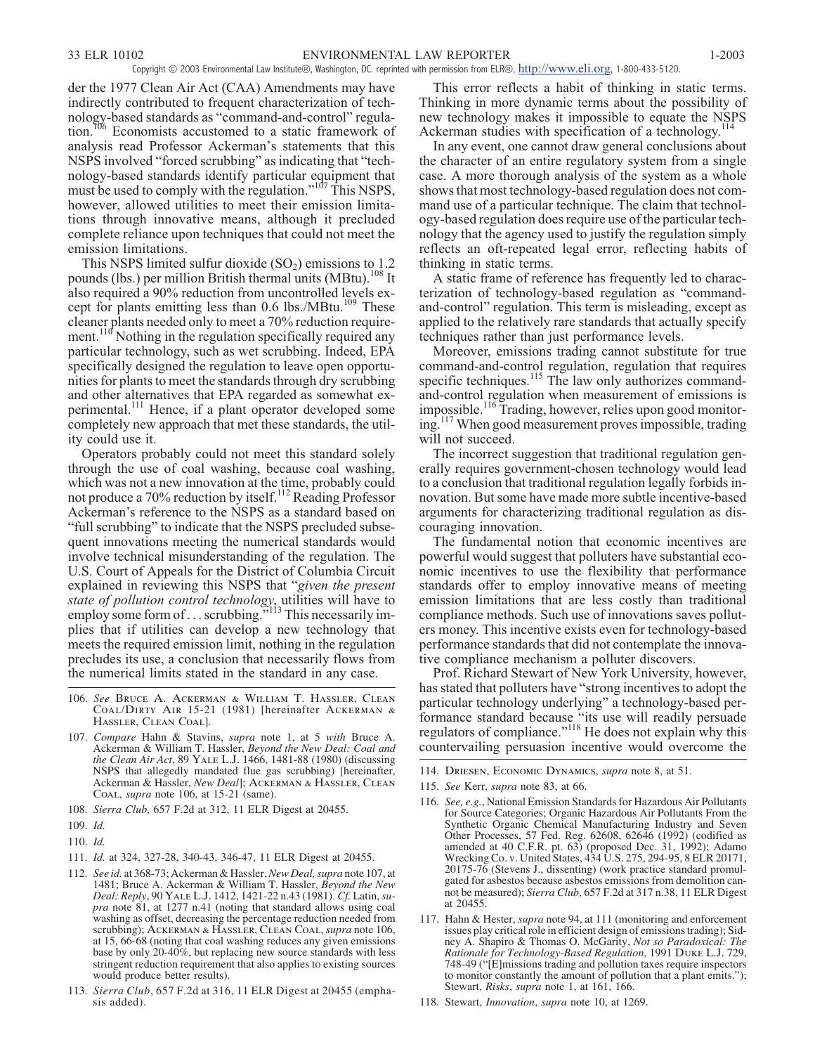der the 1977 Clean Air Act (CAA) Amendments may have indirectly contributed to frequent characterization of technology-based standards as "command-and-control" regulation.[106] Economists accustomed to a static framework of analysis read Professor Ackerman's statements that this NSPS involved "forced scrubbing" as indicating that "technology-based standards identify particular equipment that must be used to comply with the regulation."[107] This NSPS, however, allowed utilities to meet their emission limitations through innovative means, although it precluded complete reliance upon techniques that could not meet the emission limitations.

This NSPS limited sulfur dioxide ($SO_2$) emissions to 1.2 pounds (lbs.) per million British thermal units (MBtu).[108] It also required a 90% reduction from uncontrolled levels except for plants emitting less than 0.6 lbs./MBtu.[109] These cleaner plants needed only to meet a 70% reduction requirement.[110] Nothing in the regulation specifically required any particular technology, such as wet scrubbing. Indeed, EPA specifically designed the regulation to leave open opportunities for plants to meet the standards through dry scrubbing and other alternatives that EPA regarded as somewhat experimental.[111] Hence, if a plant operator developed some completely new approach that met these standards, the utility could use it.

Operators probably could not meet this standard solely through the use of coal washing, because coal washing, which was not a new innovation at the time, probably could not produce a 70% reduction by itself.[112] Reading Professor Ackerman's reference to the NSPS as a standard based on "full scrubbing" to indicate that the NSPS precluded subsequent innovations meeting the numerical standards would involve technical misunderstanding of the regulation. The U.S. Court of Appeals for the District of Columbia Circuit explained in reviewing this NSPS that "*given the present state of pollution control technology*, utilities will have to employ some form of . . . scrubbing."[113] This necessarily implies that if utilities can develop a new technology that meets the required emission limit, nothing in the regulation precludes its use, a conclusion that necessarily flows from the numerical limits stated in the standard in any case.

This error reflects a habit of thinking in static terms. Thinking in more dynamic terms about the possibility of new technology makes it impossible to equate the NSPS Ackerman studies with specification of a technology.[114]

In any event, one cannot draw general conclusions about the character of an entire regulatory system from a single case. A more thorough analysis of the system as a whole shows that most technology-based regulation does not command use of a particular technique. The claim that technology-based regulation does require use of the particular technology that the agency used to justify the regulation simply reflects an oft-repeated legal error, reflecting habits of thinking in static terms.

A static frame of reference has frequently led to characterization of technology-based regulation as "command-and-control" regulation. This term is misleading, except as applied to the relatively rare standards that actually specify techniques rather than just performance levels.

Moreover, emissions trading cannot substitute for true command-and-control regulation, regulation that requires specific techniques.[115] The law only authorizes command-and-control regulation when measurement of emissions is impossible.[116] Trading, however, relies upon good monitoring.[117] When good measurement proves impossible, trading will not succeed.

The incorrect suggestion that traditional regulation generally requires government-chosen technology would lead to a conclusion that traditional regulation legally forbids innovation. But some have made more subtle incentive-based arguments for characterizing traditional regulation as discouraging innovation.

The fundamental notion that economic incentives are powerful would suggest that polluters have substantial economic incentives to use the flexibility that performance standards offer to employ innovative means of meeting emission limitations that are less costly than traditional compliance methods. Such use of innovations saves polluters money. This incentive exists even for technology-based performance standards that did not contemplate the innovative compliance mechanism a polluter discovers.

Prof. Richard Stewart of New York University, however, has stated that polluters have "strong incentives to adopt the particular technology underlying" a technology-based performance standard because "its use will readily persuade regulators of compliance."[118] He does not explain why this countervailing persuasion incentive would overcome the

---

106. *See* Bruce A. Ackerman & William T. Hassler, Clean Coal/Dirty Air 15-21 (1981) [hereinafter Ackerman & Hassler, Clean Coal].

107. *Compare* Hahn & Stavins, *supra* note 1, at 5 *with* Bruce A. Ackerman & William T. Hassler, *Beyond the New Deal: Coal and the Clean Air Act*, 89 Yale L.J. 1466, 1481-88 (1980) (discussing NSPS that allegedly mandated flue gas scrubbing) [hereinafter, Ackerman & Hassler, *New Deal*]; Ackerman & Hassler, Clean Coal, *supra* note 106, at 15-21 (same).

108. *Sierra Club*, 657 F.2d at 312, 11 ELR Digest at 20455.

109. *Id.*

110. *Id.*

111. *Id.* at 324, 327-28, 340-43, 346-47, 11 ELR Digest at 20455.

112. *See id.* at 368-73; Ackerman & Hassler, *New Deal, supra* note 107, at 1481; Bruce A. Ackerman & William T. Hassler, *Beyond the New Deal: Reply*, 90 Yale L.J. 1412, 1421-22 n.43 (1981). *Cf.* Latin, *supra* note 81, at 1277 n.41 (noting that standard allows using coal washing as offset, decreasing the percentage reduction needed from scrubbing); Ackerman & Hassler, Clean Coal, *supra* note 106, at 15, 66-68 (noting that coal washing reduces any given emissions base by only 20-40%, but replacing new source standards with less stringent reduction requirement that also applies to existing sources would produce better results).

113. *Sierra Club*, 657 F.2d at 316, 11 ELR Digest at 20455 (emphasis added).

114. Driesen, Economic Dynamics, *supra* note 8, at 51.

115. *See* Kerr, *supra* note 83, at 66.

116. *See, e.g.*, National Emission Standards for Hazardous Air Pollutants for Source Categories; Organic Hazardous Air Pollutants From the Synthetic Organic Chemical Manufacturing Industry and Seven Other Processes, 57 Fed. Reg. 62608, 62646 (1992) (codified as amended at 40 C.F.R. pt. 63) (proposed Dec. 31, 1992); Adamo Wrecking Co. v. United States, 434 U.S. 275, 294-95, 8 ELR 20171, 20175-76 (Stevens J., dissenting) (work practice standard promulgated for asbestos because asbestos emissions from demolition cannot be measured); *Sierra Club*, 657 F.2d at 317 n.38, 11 ELR Digest at 20455.

117. Hahn & Hester, *supra* note 94, at 111 (monitoring and enforcement issues play critical role in efficient design of emissions trading); Sidney A. Shapiro & Thomas O. McGarity, *Not so Paradoxical: The Rationale for Technology-Based Regulation*, 1991 Duke L.J. 729, 748-49 ("[E]missions trading and pollution taxes require inspectors to monitor constantly the amount of pollution that a plant emits."); Stewart, *Risks*, *supra* note 1, at 161, 166.

118. Stewart, *Innovation*, *supra* note 10, at 1269.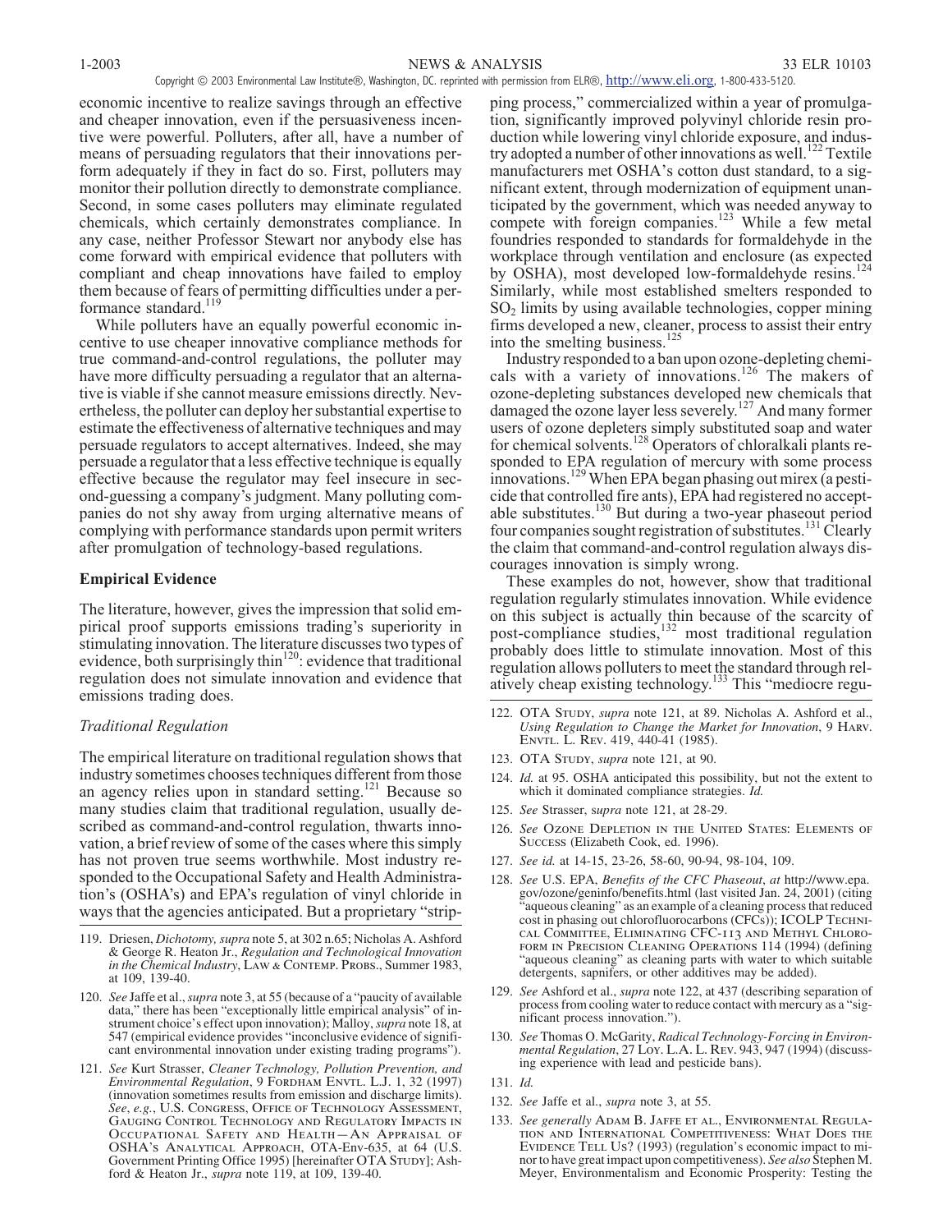economic incentive to realize savings through an effective and cheaper innovation, even if the persuasiveness incentive were powerful. Polluters, after all, have a number of means of persuading regulators that their innovations perform adequately if they in fact do so. First, polluters may monitor their pollution directly to demonstrate compliance. Second, in some cases polluters may eliminate regulated chemicals, which certainly demonstrates compliance. In any case, neither Professor Stewart nor anybody else has come forward with empirical evidence that polluters with compliant and cheap innovations have failed to employ them because of fears of permitting difficulties under a performance standard.[119]

While polluters have an equally powerful economic incentive to use cheaper innovative compliance methods for true command-and-control regulations, the polluter may have more difficulty persuading a regulator that an alternative is viable if she cannot measure emissions directly. Nevertheless, the polluter can deploy her substantial expertise to estimate the effectiveness of alternative techniques and may persuade regulators to accept alternatives. Indeed, she may persuade a regulator that a less effective technique is equally effective because the regulator may feel insecure in second-guessing a company's judgment. Many polluting companies do not shy away from urging alternative means of complying with performance standards upon permit writers after promulgation of technology-based regulations.

**Empirical Evidence**

The literature, however, gives the impression that solid empirical proof supports emissions trading's superiority in stimulating innovation. The literature discusses two types of evidence, both surprisingly thin[120]: evidence that traditional regulation does not simulate innovation and evidence that emissions trading does.

*Traditional Regulation*

The empirical literature on traditional regulation shows that industry sometimes chooses techniques different from those an agency relies upon in standard setting.[121] Because so many studies claim that traditional regulation, usually described as command-and-control regulation, thwarts innovation, a brief review of some of the cases where this simply has not proven true seems worthwhile. Most industry responded to the Occupational Safety and Health Administration's (OSHA's) and EPA's regulation of vinyl chloride in ways that the agencies anticipated. But a proprietary "stripping process," commercialized within a year of promulgation, significantly improved polyvinyl chloride resin production while lowering vinyl chloride exposure, and industry adopted a number of other innovations as well.[122] Textile manufacturers met OSHA's cotton dust standard, to a significant extent, through modernization of equipment unanticipated by the government, which was needed anyway to compete with foreign companies.[123] While a few metal foundries responded to standards for formaldehyde in the workplace through ventilation and enclosure (as expected by OSHA), most developed low-formaldehyde resins.[124] Similarly, while most established smelters responded to $SO_2$ limits by using available technologies, copper mining firms developed a new, cleaner, process to assist their entry into the smelting business.[125]

Industry responded to a ban upon ozone-depleting chemicals with a variety of innovations.[126] The makers of ozone-depleting substances developed new chemicals that damaged the ozone layer less severely.[127] And many former users of ozone depleters simply substituted soap and water for chemical solvents.[128] Operators of chloralkali plants responded to EPA regulation of mercury with some process innovations.[129] When EPA began phasing out mirex (a pesticide that controlled fire ants), EPA had registered no acceptable substitutes.[130] But during a two-year phaseout period four companies sought registration of substitutes.[131] Clearly the claim that command-and-control regulation always discourages innovation is simply wrong.

These examples do not, however, show that traditional regulation regularly stimulates innovation. While evidence on this subject is actually thin because of the scarcity of post-compliance studies,[132] most traditional regulation probably does little to stimulate innovation. Most of this regulation allows polluters to meet the standard through relatively cheap existing technology.[133] This "mediocre regu-

---

119. Driesen, *Dichotomy, supra* note 5, at 302 n.65; Nicholas A. Ashford & George R. Heaton Jr., *Regulation and Technological Innovation in the Chemical Industry*, LAW & CONTEMP. PROBS., Summer 1983, at 109, 139-40.

120. *See* Jaffe et al., *supra* note 3, at 55 (because of a "paucity of available data," there has been "exceptionally little empirical analysis" of instrument choice's effect upon innovation); Malloy, *supra* note 18, at 547 (empirical evidence provides "inconclusive evidence of significant environmental innovation under existing trading programs").

121. *See* Kurt Strasser, *Cleaner Technology, Pollution Prevention, and Environmental Regulation*, 9 FORDHAM ENVTL. L.J. 1, 32 (1997) (innovation sometimes results from emission and discharge limits). *See, e.g.*, U.S. CONGRESS, OFFICE OF TECHNOLOGY ASSESSMENT, GAUGING CONTROL TECHNOLOGY AND REGULATORY IMPACTS IN OCCUPATIONAL SAFETY AND HEALTH—AN APPRAISAL OF OSHA'S ANALYTICAL APPROACH, OTA-Env-635, at 64 (U.S. Government Printing Office 1995) [hereinafter OTA STUDY]; Ashford & Heaton Jr., *supra* note 119, at 109, 139-40.

122. OTA STUDY, *supra* note 121, at 89. Nicholas A. Ashford et al., *Using Regulation to Change the Market for Innovation*, 9 HARV. ENVTL. L. REV. 419, 440-41 (1985).

123. OTA STUDY, *supra* note 121, at 90.

124. *Id.* at 95. OSHA anticipated this possibility, but not the extent to which it dominated compliance strategies. *Id.*

125. *See* Strasser, *supra* note 121, at 28-29.

126. *See* OZONE DEPLETION IN THE UNITED STATES: ELEMENTS OF SUCCESS (Elizabeth Cook, ed. 1996).

127. *See id.* at 14-15, 23-26, 58-60, 90-94, 98-104, 109.

128. *See* U.S. EPA, *Benefits of the CFC Phaseout*, *at* http://www.epa.gov/ozone/geninfo/benefits.html (last visited Jan. 24, 2001) (citing "aqueous cleaning" as an example of a cleaning process that reduced cost in phasing out chlorofluorocarbons (CFCs)); ICOLP TECHNICAL COMMITTEE, ELIMINATING CFC-113 AND METHYL CHLOROFORM IN PRECISION CLEANING OPERATIONS 114 (1994) (defining "aqueous cleaning" as cleaning parts with water to which suitable detergents, sapnifers, or other additives may be added).

129. *See* Ashford et al., *supra* note 122, at 437 (describing separation of process from cooling water to reduce contact with mercury as a "significant process innovation.").

130. *See* Thomas O. McGarity, *Radical Technology-Forcing in Environmental Regulation*, 27 LOY. L.A. L. REV. 943, 947 (1994) (discussing experience with lead and pesticide bans).

131. *Id.*

132. *See* Jaffe et al., *supra* note 3, at 55.

133. *See generally* ADAM B. JAFFE ET AL., ENVIRONMENTAL REGULATION AND INTERNATIONAL COMPETITIVENESS: WHAT DOES THE EVIDENCE TELL US? (1993) (regulation's economic impact to minor to have great impact upon competitiveness). *See also* Stephen M. Meyer, Environmentalism and Economic Prosperity: Testing the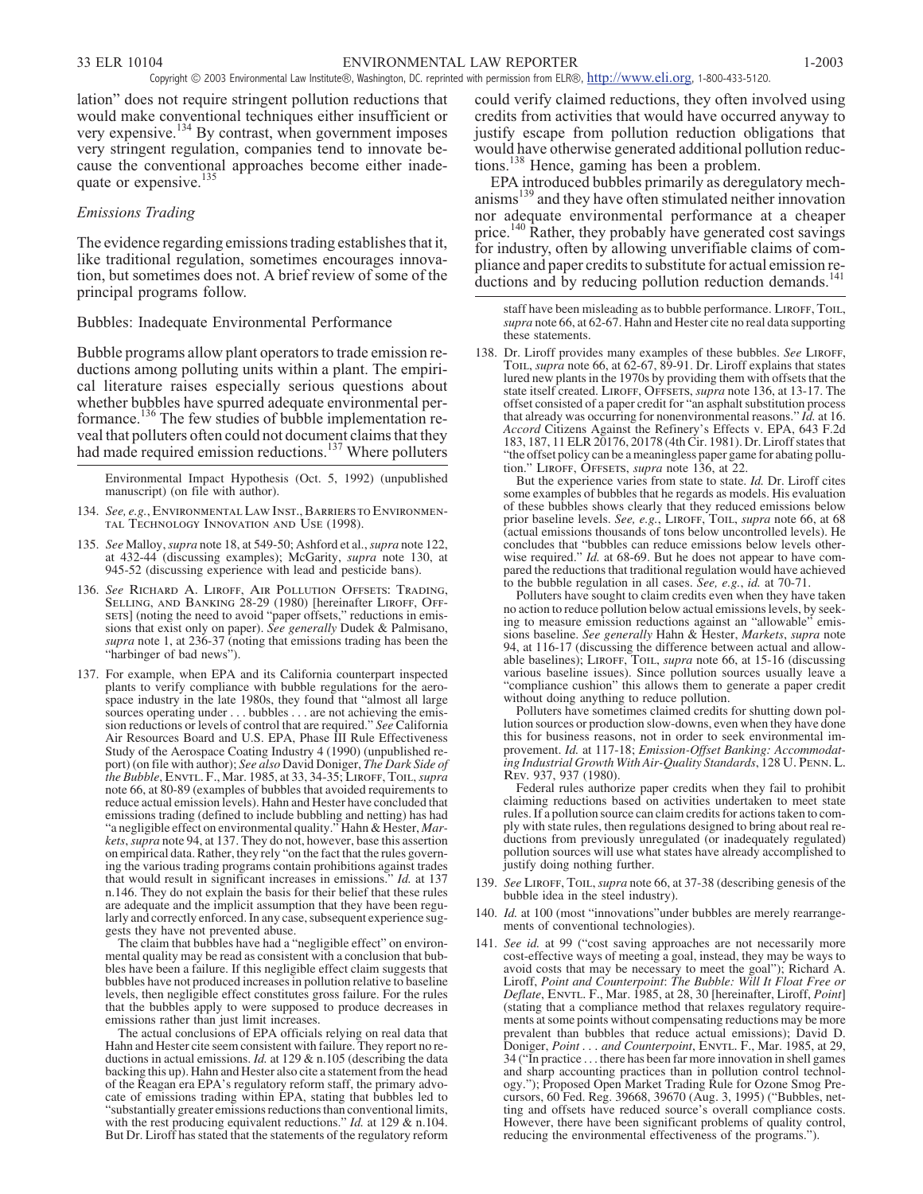lation" does not require stringent pollution reductions that would make conventional techniques either insufficient or very expensive.[134] By contrast, when government imposes very stringent regulation, companies tend to innovate because the conventional approaches become either inadequate or expensive.[135]

### *Emissions Trading*

The evidence regarding emissions trading establishes that it, like traditional regulation, sometimes encourages innovation, but sometimes does not. A brief review of some of the principal programs follow.

#### Bubbles: Inadequate Environmental Performance

Bubble programs allow plant operators to trade emission reductions among polluting units within a plant. The empirical literature raises especially serious questions about whether bubbles have spurred adequate environmental performance.[136] The few studies of bubble implementation reveal that polluters often could not document claims that they had made required emission reductions.[137] Where polluters could verify claimed reductions, they often involved using credits from activities that would have occurred anyway to justify escape from pollution reduction obligations that would have otherwise generated additional pollution reductions.[138] Hence, gaming has been a problem.

EPA introduced bubbles primarily as deregulatory mechanisms[139] and they have often stimulated neither innovation nor adequate environmental performance at a cheaper price.[140] Rather, they probably have generated cost savings for industry, often by allowing unverifiable claims of compliance and paper credits to substitute for actual emission reductions and by reducing pollution reduction demands.[141]

---

Environmental Impact Hypothesis (Oct. 5, 1992) (unpublished manuscript) (on file with author).

134. *See, e.g.*, Environmental Law Inst., Barriers to Environmental Technology Innovation and Use (1998).

135. *See* Malloy, *supra* note 18, at 549-50; Ashford et al., *supra* note 122, at 432-44 (discussing examples); McGarity, *supra* note 130, at 945-52 (discussing experience with lead and pesticide bans).

136. *See* Richard A. Liroff, Air Pollution Offsets: Trading, Selling, and Banking 28-29 (1980) [hereinafter Liroff, Offsets] (noting the need to avoid "paper offsets," reductions in emissions that exist only on paper). *See generally* Dudek & Palmisano, *supra* note 1, at 236-37 (noting that emissions trading has been the "harbinger of bad news").

137. For example, when EPA and its California counterpart inspected plants to verify compliance with bubble regulations for the aerospace industry in the late 1980s, they found that "almost all large sources operating under . . . bubbles . . . are not achieving the emission reductions or levels of control that are required." *See* California Air Resources Board and U.S. EPA, Phase III Rule Effectiveness Study of the Aerospace Coating Industry 4 (1990) (unpublished report) (on file with author); *See also* David Doniger, *The Dark Side of the Bubble*, Envtl. F., Mar. 1985, at 33, 34-35; Liroff, Toil, *supra* note 66, at 80-89 (examples of bubbles that avoided requirements to reduce actual emission levels). Hahn and Hester have concluded that emissions trading (defined to include bubbling and netting) has had "a negligible effect on environmental quality." Hahn & Hester, *Markets*, *supra* note 94, at 137. They do not, however, base this assertion on empirical data. Rather, they rely "on the fact that the rules governing the various trading programs contain prohibitions against trades that would result in significant increases in emissions." *Id.* at 137 n.146. They do not explain the basis for their belief that these rules are adequate and the implicit assumption that they have been regularly and correctly enforced. In any case, subsequent experience suggests they have not prevented abuse.

The claim that bubbles have had a "negligible effect" on environmental quality may be read as consistent with a conclusion that bubbles have been a failure. If this negligible effect claim suggests that bubbles have not produced increases in pollution relative to baseline levels, then negligible effect constitutes gross failure. For the rules that the bubbles apply to were supposed to produce decreases in emissions rather than just limit increases.

The actual conclusions of EPA officials relying on real data that Hahn and Hester cite seem consistent with failure. They report no reductions in actual emissions. *Id.* at 129 & n.105 (describing the data backing this up). Hahn and Hester also cite a statement from the head of the Reagan era EPA's regulatory reform staff, the primary advocate of emissions trading within EPA, stating that bubbles led to "substantially greater emissions reductions than conventional limits, with the rest producing equivalent reductions." *Id.* at 129 & n.104. But Dr. Liroff has stated that the statements of the regulatory reform staff have been misleading as to bubble performance. Liroff, Toil, *supra* note 66, at 62-67. Hahn and Hester cite no real data supporting these statements.

138. Dr. Liroff provides many examples of these bubbles. *See* Liroff, Toil, *supra* note 66, at 62-67, 89-91. Dr. Liroff explains that states lured new plants in the 1970s by providing them with offsets that the state itself created. Liroff, Offsets, *supra* note 136, at 13-17. The offset consisted of a paper credit for "an asphalt substitution process that already was occurring for nonenvironmental reasons." *Id.* at 16. *Accord* Citizens Against the Refinery's Effects v. EPA, 643 F.2d 183, 187, 11 ELR 20176, 20178 (4th Cir. 1981). Dr. Liroff states that "the offset policy can be a meaningless paper game for abating pollution." Liroff, Offsets, *supra* note 136, at 22.

But the experience varies from state to state. *Id.* Dr. Liroff cites some examples of bubbles that he regards as models. His evaluation of these bubbles shows clearly that they reduced emissions below prior baseline levels. *See, e.g.*, Liroff, Toil, *supra* note 66, at 68 (actual emissions thousands of tons below uncontrolled levels). He concludes that "bubbles can reduce emissions below levels otherwise required." *Id.* at 68-69. But he does not appear to have compared the reductions that traditional regulation would have achieved to the bubble regulation in all cases. *See, e.g.*, *id.* at 70-71.

Polluters have sought to claim credits even when they have taken no action to reduce pollution below actual emissions levels, by seeking to measure emission reductions against an "allowable" emissions baseline. *See generally* Hahn & Hester, *Markets*, *supra* note 94, at 116-17 (discussing the difference between actual and allowable baselines); Liroff, Toil, *supra* note 66, at 15-16 (discussing various baseline issues). Since pollution sources usually leave a "compliance cushion" this allows them to generate a paper credit without doing anything to reduce pollution.

Polluters have sometimes claimed credits for shutting down pollution sources or production slow-downs, even when they have done this for business reasons, not in order to seek environmental improvement. *Id.* at 117-18; *Emission-Offset Banking: Accommodating Industrial Growth With Air-Quality Standards*, 128 U. Penn. L. Rev. 937, 937 (1980).

Federal rules authorize paper credits when they fail to prohibit claiming reductions based on activities undertaken to meet state rules. If a pollution source can claim credits for actions taken to comply with state rules, then regulations designed to bring about real reductions from previously unregulated (or inadequately regulated) pollution sources will use what states have already accomplished to justify doing nothing further.

139. *See* Liroff, Toil, *supra* note 66, at 37-38 (describing genesis of the bubble idea in the steel industry).

140. *Id.* at 100 (most "innovations" under bubbles are merely rearrangements of conventional technologies).

141. *See id.* at 99 ("cost saving approaches are not necessarily more cost-effective ways of meeting a goal, instead, they may be ways to avoid costs that may be necessary to meet the goal"); Richard A. Liroff, *Point and Counterpoint*: *The Bubble: Will It Float Free or Deflate*, Envtl. F., Mar. 1985, at 28, 30 [hereinafter, Liroff, *Point*] (stating that a compliance method that relaxes regulatory requirements at some points without compensating reductions may be more prevalent than bubbles that reduce actual emissions); David D. Doniger, *Point . . . and Counterpoint*, Envtl. F., Mar. 1985, at 29, 34 ("In practice . . . there has been far more innovation in shell games and sharp accounting practices than in pollution control technology."); Proposed Open Market Trading Rule for Ozone Smog Precursors, 60 Fed. Reg. 39668, 39670 (Aug. 3, 1995) ("Bubbles, netting and offsets have reduced source's overall compliance costs. However, there have been significant problems of quality control, reducing the environmental effectiveness of the programs.").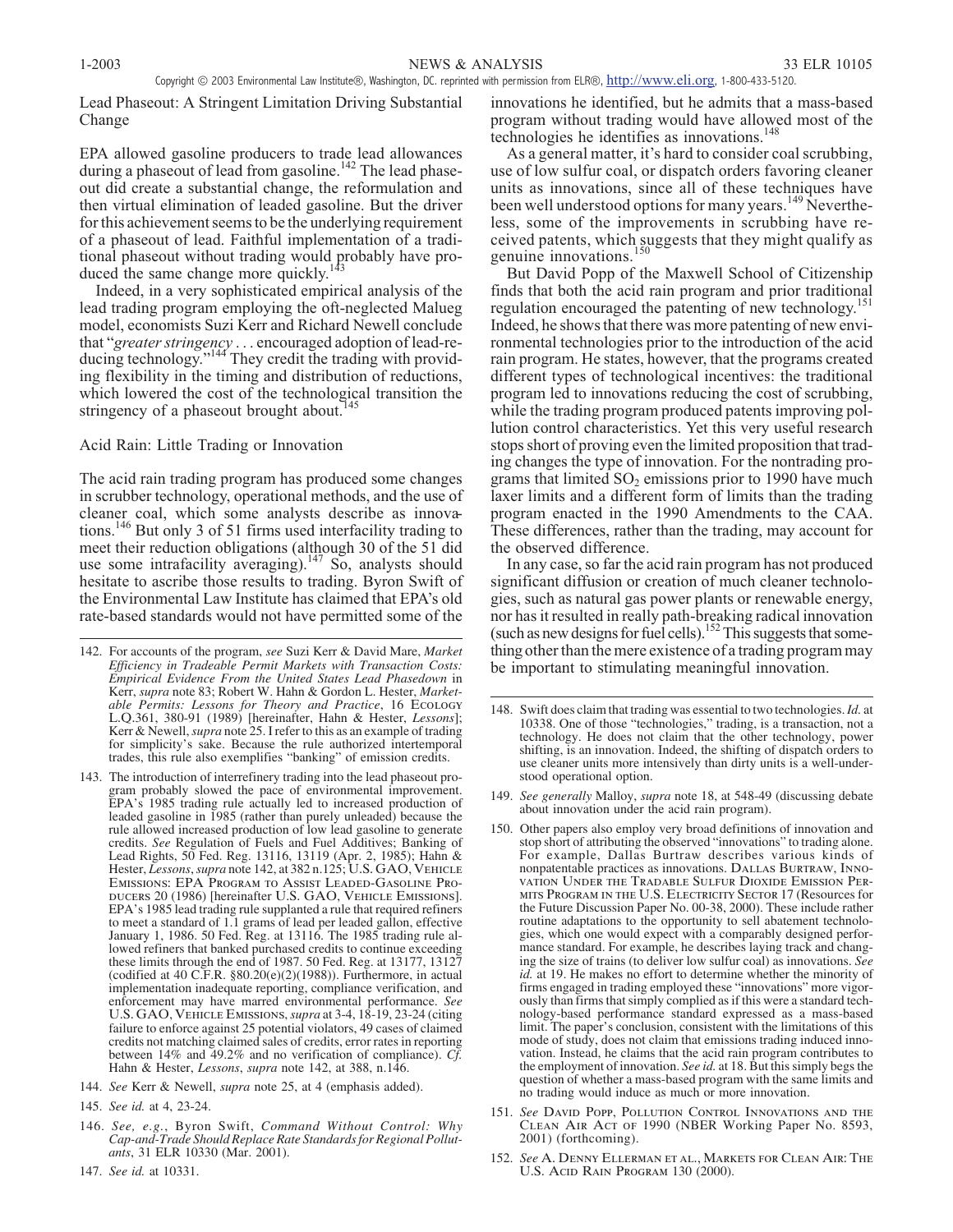## Lead Phaseout: A Stringent Limitation Driving Substantial Change

EPA allowed gasoline producers to trade lead allowances during a phaseout of lead from gasoline.[142] The lead phaseout did create a substantial change, the reformulation and then virtual elimination of leaded gasoline. But the driver for this achievement seems to be the underlying requirement of a phaseout of lead. Faithful implementation of a traditional phaseout without trading would probably have produced the same change more quickly.[143]

Indeed, in a very sophisticated empirical analysis of the lead trading program employing the oft-neglected Malueg model, economists Suzi Kerr and Richard Newell conclude that "*greater stringency* . . . encouraged adoption of lead-reducing technology."[144] They credit the trading with providing flexibility in the timing and distribution of reductions, which lowered the cost of the technological transition the stringency of a phaseout brought about.[145]

## Acid Rain: Little Trading or Innovation

The acid rain trading program has produced some changes in scrubber technology, operational methods, and the use of cleaner coal, which some analysts describe as innovations.[146] But only 3 of 51 firms used interfacility trading to meet their reduction obligations (although 30 of the 51 did use some intrafacility averaging).[147] So, analysts should hesitate to ascribe those results to trading. Byron Swift of the Environmental Law Institute has claimed that EPA's old rate-based standards would not have permitted some of the innovations he identified, but he admits that a mass-based program without trading would have allowed most of the technologies he identifies as innovations.[148]

As a general matter, it's hard to consider coal scrubbing, use of low sulfur coal, or dispatch orders favoring cleaner units as innovations, since all of these techniques have been well understood options for many years.[149] Nevertheless, some of the improvements in scrubbing have received patents, which suggests that they might qualify as genuine innovations.[150]

But David Popp of the Maxwell School of Citizenship finds that both the acid rain program and prior traditional regulation encouraged the patenting of new technology.[151] Indeed, he shows that there was more patenting of new environmental technologies prior to the introduction of the acid rain program. He states, however, that the programs created different types of technological incentives: the traditional program led to innovations reducing the cost of scrubbing, while the trading program produced patents improving pollution control characteristics. Yet this very useful research stops short of proving even the limited proposition that trading changes the type of innovation. For the nontrading programs that limited $SO_2$ emissions prior to 1990 have much laxer limits and a different form of limits than the trading program enacted in the 1990 Amendments to the CAA. These differences, rather than the trading, may account for the observed difference.

In any case, so far the acid rain program has not produced significant diffusion or creation of much cleaner technologies, such as natural gas power plants or renewable energy, nor has it resulted in really path-breaking radical innovation (such as new designs for fuel cells).[152] This suggests that something other than the mere existence of a trading program may be important to stimulating meaningful innovation.

---

142. For accounts of the program, *see* Suzi Kerr & David Mare, *Market Efficiency in Tradeable Permit Markets with Transaction Costs: Empirical Evidence From the United States Lead Phasedown* in Kerr, *supra* note 83; Robert W. Hahn & Gordon L. Hester, *Marketable Permits: Lessons for Theory and Practice*, 16 ECOLOGY L.Q.361, 380-91 (1989) [hereinafter, Hahn & Hester, *Lessons*]; Kerr & Newell, *supra* note 25. I refer to this as an example of trading for simplicity's sake. Because the rule authorized intertemporal trades, this rule also exemplifies "banking" of emission credits.

143. The introduction of interrefinery trading into the lead phaseout program probably slowed the pace of environmental improvement. EPA's 1985 trading rule actually led to increased production of leaded gasoline in 1985 (rather than purely unleaded) because the rule allowed increased production of low lead gasoline to generate credits. *See* Regulation of Fuels and Fuel Additives; Banking of Lead Rights, 50 Fed. Reg. 13116, 13119 (Apr. 2, 1985); Hahn & Hester, *Lessons*, *supra* note 142, at 382 n.125; U.S. GAO, VEHICLE EMISSIONS: EPA PROGRAM TO ASSIST LEADED-GASOLINE PRODUCERS 20 (1986) [hereinafter U.S. GAO, VEHICLE EMISSIONS]. EPA's 1985 lead trading rule supplanted a rule that required refiners to meet a standard of 1.1 grams of lead per leaded gallon, effective January 1, 1986. 50 Fed. Reg. at 13116. The 1985 trading rule allowed refiners that banked purchased credits to continue exceeding these limits through the end of 1987. 50 Fed. Reg. at 13177, 13127 (codified at 40 C.F.R. §80.20(e)(2)(1988)). Furthermore, in actual implementation inadequate reporting, compliance verification, and enforcement may have marred environmental performance. *See* U.S. GAO, VEHICLE EMISSIONS, *supra* at 3-4, 18-19, 23-24 (citing failure to enforce against 25 potential violators, 49 cases of claimed credits not matching claimed sales of credits, error rates in reporting between 14% and 49.2% and no verification of compliance). *Cf.* Hahn & Hester, *Lessons*, *supra* note 142, at 388, n.146.

144. *See* Kerr & Newell, *supra* note 25, at 4 (emphasis added).

145. *See id.* at 4, 23-24.

146. *See, e.g.*, Byron Swift, *Command Without Control: Why Cap-and-Trade Should Replace Rate Standards for Regional Pollutants*, 31 ELR 10330 (Mar. 2001).

147. *See id.* at 10331.

148. Swift does claim that trading was essential to two technologies. *Id.* at 10338. One of those "technologies," trading, is a transaction, not a technology. He does not claim that the other technology, power shifting, is an innovation. Indeed, the shifting of dispatch orders to use cleaner units more intensively than dirty units is a well-understood operational option.

149. *See generally* Malloy, *supra* note 18, at 548-49 (discussing debate about innovation under the acid rain program).

150. Other papers also employ very broad definitions of innovation and stop short of attributing the observed "innovations" to trading alone. For example, Dallas Burtraw describes various kinds of nonpatentable practices as innovations. DALLAS BURTRAW, INNOVATION UNDER THE TRADABLE SULFUR DIOXIDE EMISSION PERMITS PROGRAM IN THE U.S. ELECTRICITY SECTOR 17 (Resources for the Future Discussion Paper No. 00-38, 2000). These include rather routine adaptations to the opportunity to sell abatement technologies, which one would expect with a comparably designed performance standard. For example, he describes laying track and changing the size of trains (to deliver low sulfur coal) as innovations. *See id.* at 19. He makes no effort to determine whether the minority of firms engaged in trading employed these "innovations" more vigorously than firms that simply complied as if this were a standard technology-based performance standard expressed as a mass-based limit. The paper's conclusion, consistent with the limitations of this mode of study, does not claim that emissions trading induced innovation. Instead, he claims that the acid rain program contributes to the employment of innovation. *See id.* at 18. But this simply begs the question of whether a mass-based program with the same limits and no trading would induce as much or more innovation.

151. *See* DAVID POPP, POLLUTION CONTROL INNOVATIONS AND THE CLEAN AIR ACT OF 1990 (NBER Working Paper No. 8593, 2001) (forthcoming).

152. *See* A. DENNY ELLERMAN ET AL., MARKETS FOR CLEAN AIR: THE U.S. ACID RAIN PROGRAM 130 (2000).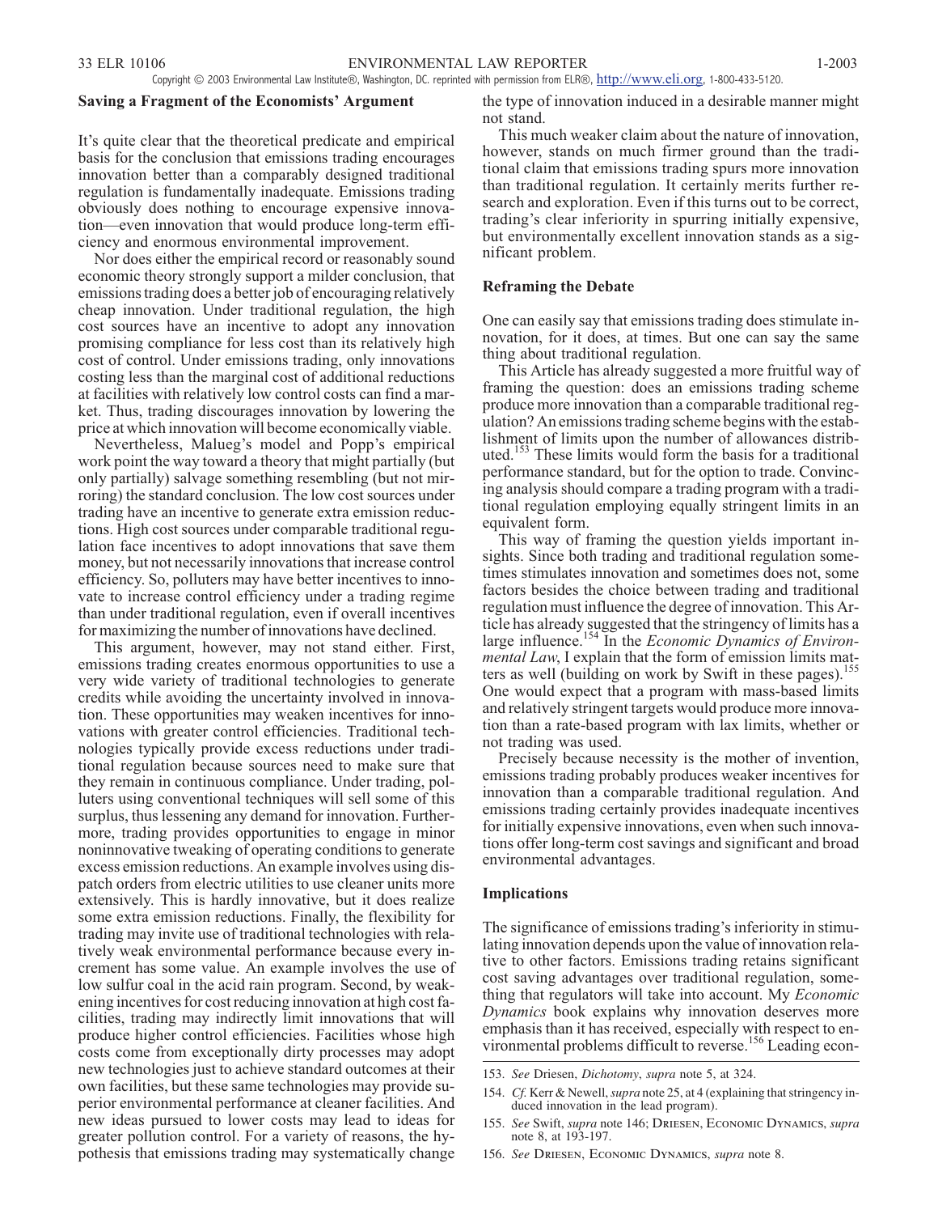## Saving a Fragment of the Economists' Argument

It's quite clear that the theoretical predicate and empirical basis for the conclusion that emissions trading encourages innovation better than a comparably designed traditional regulation is fundamentally inadequate. Emissions trading obviously does nothing to encourage expensive innovation—even innovation that would produce long-term efficiency and enormous environmental improvement.

Nor does either the empirical record or reasonably sound economic theory strongly support a milder conclusion, that emissions trading does a better job of encouraging relatively cheap innovation. Under traditional regulation, the high cost sources have an incentive to adopt any innovation promising compliance for less cost than its relatively high cost of control. Under emissions trading, only innovations costing less than the marginal cost of additional reductions at facilities with relatively low control costs can find a market. Thus, trading discourages innovation by lowering the price at which innovation will become economically viable.

Nevertheless, Malueg's model and Popp's empirical work point the way toward a theory that might partially (but only partially) salvage something resembling (but not mirroring) the standard conclusion. The low cost sources under trading have an incentive to generate extra emission reductions. High cost sources under comparable traditional regulation face incentives to adopt innovations that save them money, but not necessarily innovations that increase control efficiency. So, polluters may have better incentives to innovate to increase control efficiency under a trading regime than under traditional regulation, even if overall incentives for maximizing the number of innovations have declined.

This argument, however, may not stand either. First, emissions trading creates enormous opportunities to use a very wide variety of traditional technologies to generate credits while avoiding the uncertainty involved in innovation. These opportunities may weaken incentives for innovations with greater control efficiencies. Traditional technologies typically provide excess reductions under traditional regulation because sources need to make sure that they remain in continuous compliance. Under trading, polluters using conventional techniques will sell some of this surplus, thus lessening any demand for innovation. Furthermore, trading provides opportunities to engage in minor noninnovative tweaking of operating conditions to generate excess emission reductions. An example involves using dispatch orders from electric utilities to use cleaner units more extensively. This is hardly innovative, but it does realize some extra emission reductions. Finally, the flexibility for trading may invite use of traditional technologies with relatively weak environmental performance because every increment has some value. An example involves the use of low sulfur coal in the acid rain program. Second, by weakening incentives for cost reducing innovation at high cost facilities, trading may indirectly limit innovations that will produce higher control efficiencies. Facilities whose high costs come from exceptionally dirty processes may adopt new technologies just to achieve standard outcomes at their own facilities, but these same technologies may provide superior environmental performance at cleaner facilities. And new ideas pursued to lower costs may lead to ideas for greater pollution control. For a variety of reasons, the hypothesis that emissions trading may systematically change the type of innovation induced in a desirable manner might not stand.

This much weaker claim about the nature of innovation, however, stands on much firmer ground than the traditional claim that emissions trading spurs more innovation than traditional regulation. It certainly merits further research and exploration. Even if this turns out to be correct, trading's clear inferiority in spurring initially expensive, but environmentally excellent innovation stands as a significant problem.

## Reframing the Debate

One can easily say that emissions trading does stimulate innovation, for it does, at times. But one can say the same thing about traditional regulation.

This Article has already suggested a more fruitful way of framing the question: does an emissions trading scheme produce more innovation than a comparable traditional regulation? An emissions trading scheme begins with the establishment of limits upon the number of allowances distributed.[153] These limits would form the basis for a traditional performance standard, but for the option to trade. Convincing analysis should compare a trading program with a traditional regulation employing equally stringent limits in an equivalent form.

This way of framing the question yields important insights. Since both trading and traditional regulation sometimes stimulates innovation and sometimes does not, some factors besides the choice between trading and traditional regulation must influence the degree of innovation. This Article has already suggested that the stringency of limits has a large influence.[154] In the *Economic Dynamics of Environmental Law*, I explain that the form of emission limits matters as well (building on work by Swift in these pages).[155] One would expect that a program with mass-based limits and relatively stringent targets would produce more innovation than a rate-based program with lax limits, whether or not trading was used.

Precisely because necessity is the mother of invention, emissions trading probably produces weaker incentives for innovation than a comparable traditional regulation. And emissions trading certainly provides inadequate incentives for initially expensive innovations, even when such innovations offer long-term cost savings and significant and broad environmental advantages.

## Implications

The significance of emissions trading's inferiority in stimulating innovation depends upon the value of innovation relative to other factors. Emissions trading retains significant cost saving advantages over traditional regulation, something that regulators will take into account. My *Economic Dynamics* book explains why innovation deserves more emphasis than it has received, especially with respect to environmental problems difficult to reverse.[156] Leading econ-

---

153. *See* Driesen, *Dichotomy*, *supra* note 5, at 324.

154. *Cf.* Kerr & Newell, *supra* note 25, at 4 (explaining that stringency induced innovation in the lead program).

155. *See* Swift, *supra* note 146; Driesen, Economic Dynamics, *supra* note 8, at 193-197.

156. *See* Driesen, Economic Dynamics, *supra* note 8.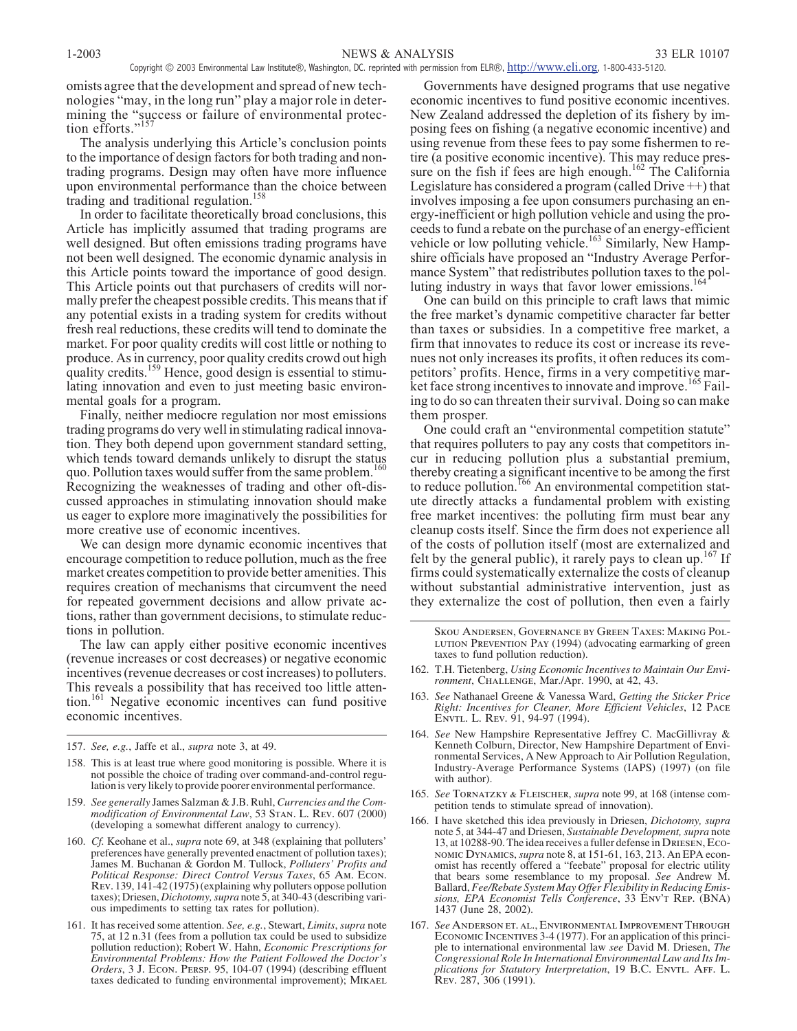omists agree that the development and spread of new technologies "may, in the long run" play a major role in determining the "success or failure of environmental protection efforts."[157]

The analysis underlying this Article's conclusion points to the importance of design factors for both trading and nontrading programs. Design may often have more influence upon environmental performance than the choice between trading and traditional regulation.[158]

In order to facilitate theoretically broad conclusions, this Article has implicitly assumed that trading programs are well designed. But often emissions trading programs have not been well designed. The economic dynamic analysis in this Article points toward the importance of good design. This Article points out that purchasers of credits will normally prefer the cheapest possible credits. This means that if any potential exists in a trading system for credits without fresh real reductions, these credits will tend to dominate the market. For poor quality credits will cost little or nothing to produce. As in currency, poor quality credits crowd out high quality credits.[159] Hence, good design is essential to stimulating innovation and even to just meeting basic environmental goals for a program.

Finally, neither mediocre regulation nor most emissions trading programs do very well in stimulating radical innovation. They both depend upon government standard setting, which tends toward demands unlikely to disrupt the status quo. Pollution taxes would suffer from the same problem.[160] Recognizing the weaknesses of trading and other oft-discussed approaches in stimulating innovation should make us eager to explore more imaginatively the possibilities for more creative use of economic incentives.

We can design more dynamic economic incentives that encourage competition to reduce pollution, much as the free market creates competition to provide better amenities. This requires creation of mechanisms that circumvent the need for repeated government decisions and allow private actions, rather than government decisions, to stimulate reductions in pollution.

The law can apply either positive economic incentives (revenue increases or cost decreases) or negative economic incentives (revenue decreases or cost increases) to polluters. This reveals a possibility that has received too little attention.[161] Negative economic incentives can fund positive economic incentives.

Governments have designed programs that use negative economic incentives to fund positive economic incentives. New Zealand addressed the depletion of its fishery by imposing fees on fishing (a negative economic incentive) and using revenue from these fees to pay some fishermen to retire (a positive economic incentive). This may reduce pressure on the fish if fees are high enough.[162] The California Legislature has considered a program (called Drive ++) that involves imposing a fee upon consumers purchasing an energy-inefficient or high pollution vehicle and using the proceeds to fund a rebate on the purchase of an energy-efficient vehicle or low polluting vehicle.[163] Similarly, New Hampshire officials have proposed an "Industry Average Performance System" that redistributes pollution taxes to the polluting industry in ways that favor lower emissions.[164]

One can build on this principle to craft laws that mimic the free market's dynamic competitive character far better than taxes or subsidies. In a competitive free market, a firm that innovates to reduce its cost or increase its revenues not only increases its profits, it often reduces its competitors' profits. Hence, firms in a very competitive market face strong incentives to innovate and improve.[165] Failing to do so can threaten their survival. Doing so can make them prosper.

One could craft an "environmental competition statute" that requires polluters to pay any costs that competitors incur in reducing pollution plus a substantial premium, thereby creating a significant incentive to be among the first to reduce pollution.[166] An environmental competition statute directly attacks a fundamental problem with existing free market incentives: the polluting firm must bear any cleanup costs itself. Since the firm does not experience all of the costs of pollution itself (most are externalized and felt by the general public), it rarely pays to clean up.[167] If firms could systematically externalize the costs of cleanup without substantial administrative intervention, just as they externalize the cost of pollution, then even a fairly

---

157. *See, e.g.*, Jaffe et al., *supra* note 3, at 49.

158. This is at least true where good monitoring is possible. Where it is not possible the choice of trading over command-and-control regulation is very likely to provide poorer environmental performance.

159. *See generally* James Salzman & J.B. Ruhl, *Currencies and the Commodification of Environmental Law*, 53 Stan. L. Rev. 607 (2000) (developing a somewhat different analogy to currency).

160. *Cf.* Keohane et al., *supra* note 69, at 348 (explaining that polluters' preferences have generally prevented enactment of pollution taxes); James M. Buchanan & Gordon M. Tullock, *Polluters' Profits and Political Response: Direct Control Versus Taxes*, 65 Am. Econ. Rev. 139, 141-42 (1975) (explaining why polluters oppose pollution taxes); Driesen, *Dichotomy, supra* note 5, at 340-43 (describing various impediments to setting tax rates for pollution).

161. It has received some attention. *See, e.g.*, Stewart, *Limits*, *supra* note 75, at 12 n.31 (fees from a pollution tax could be used to subsidize pollution reduction); Robert W. Hahn, *Economic Prescriptions for Environmental Problems: How the Patient Followed the Doctor's Orders*, 3 J. Econ. Persp. 95, 104-07 (1994) (describing effluent taxes dedicated to funding environmental improvement); Mikael Skou Andersen, Governance by Green Taxes: Making Pollution Prevention Pay (1994) (advocating earmarking of green taxes to fund pollution reduction).

162. T.H. Tietenberg, *Using Economic Incentives to Maintain Our Environment*, Challenge, Mar./Apr. 1990, at 42, 43.

163. *See* Nathanael Greene & Vanessa Ward, *Getting the Sticker Price Right: Incentives for Cleaner, More Efficient Vehicles*, 12 Pace Envtl. L. Rev. 91, 94-97 (1994).

164. *See* New Hampshire Representative Jeffrey C. MacGillivray & Kenneth Colburn, Director, New Hampshire Department of Environmental Services, A New Approach to Air Pollution Regulation, Industry-Average Performance Systems (IAPS) (1997) (on file with author).

165. *See* Tornatzky & Fleischer, *supra* note 99, at 168 (intense competition tends to stimulate spread of innovation).

166. I have sketched this idea previously in Driesen, *Dichotomy, supra* note 5, at 344-47 and Driesen, *Sustainable Development, supra* note 13, at 10288-90. The idea receives a fuller defense in Driesen, Economic Dynamics, *supra* note 8, at 151-61, 163, 213. An EPA economist has recently offered a "feebate" proposal for electric utility that bears some resemblance to my proposal. *See* Andrew M. Ballard, *Fee/Rebate System May Offer Flexibility in Reducing Emissions, EPA Economist Tells Conference*, 33 Env't Rep. (BNA) 1437 (June 28, 2002).

167. *See* Anderson et. al., Environmental Improvement Through Economic Incentives 3-4 (1977). For an application of this principle to international environmental law *see* David M. Driesen, *The Congressional Role In International Environmental Law and Its Implications for Statutory Interpretation*, 19 B.C. Envtl. Aff. L. Rev. 287, 306 (1991).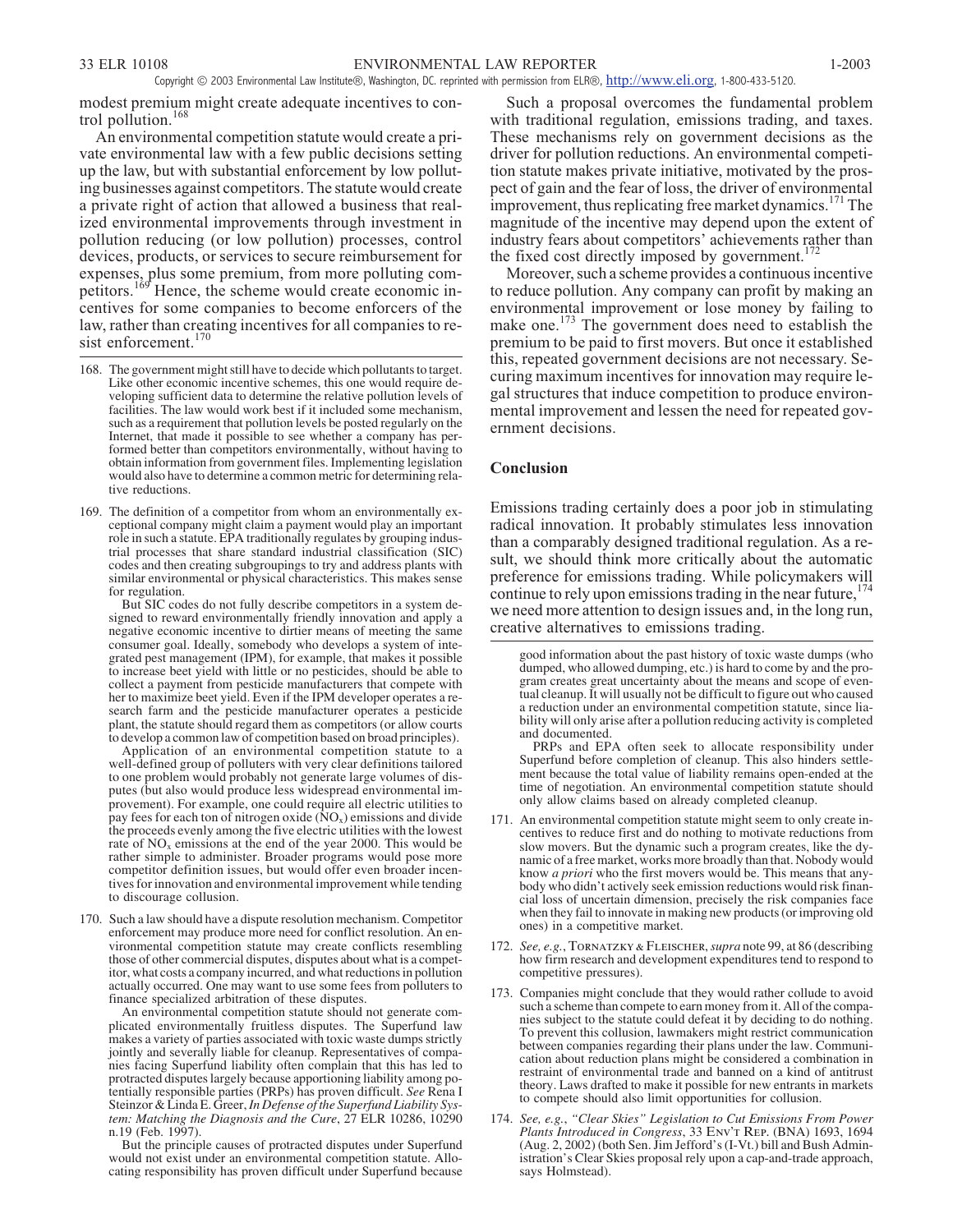modest premium might create adequate incentives to control pollution.[168]

An environmental competition statute would create a private environmental law with a few public decisions setting up the law, but with substantial enforcement by low polluting businesses against competitors. The statute would create a private right of action that allowed a business that realized environmental improvements through investment in pollution reducing (or low pollution) processes, control devices, products, or services to secure reimbursement for expenses, plus some premium, from more polluting competitors.[169] Hence, the scheme would create economic incentives for some companies to become enforcers of the law, rather than creating incentives for all companies to resist enforcement.[170]

Such a proposal overcomes the fundamental problem with traditional regulation, emissions trading, and taxes. These mechanisms rely on government decisions as the driver for pollution reductions. An environmental competition statute makes private initiative, motivated by the prospect of gain and the fear of loss, the driver of environmental improvement, thus replicating free market dynamics.[171] The magnitude of the incentive may depend upon the extent of industry fears about competitors' achievements rather than the fixed cost directly imposed by government.[172]

Moreover, such a scheme provides a continuous incentive to reduce pollution. Any company can profit by making an environmental improvement or lose money by failing to make one.[173] The government does need to establish the premium to be paid to first movers. But once it established this, repeated government decisions are not necessary. Securing maximum incentives for innovation may require legal structures that induce competition to produce environmental improvement and lessen the need for repeated government decisions.

## Conclusion

Emissions trading certainly does a poor job in stimulating radical innovation. It probably stimulates less innovation than a comparably designed traditional regulation. As a result, we should think more critically about the automatic preference for emissions trading. While policymakers will continue to rely upon emissions trading in the near future,[174] we need more attention to design issues and, in the long run, creative alternatives to emissions trading.

---

168. The government might still have to decide which pollutants to target. Like other economic incentive schemes, this one would require developing sufficient data to determine the relative pollution levels of facilities. The law would work best if it included some mechanism, such as a requirement that pollution levels be posted regularly on the Internet, that made it possible to see whether a company has performed better than competitors environmentally, without having to obtain information from government files. Implementing legislation would also have to determine a common metric for determining relative reductions.

169. The definition of a competitor from whom an environmentally exceptional company might claim a payment would play an important role in such a statute. EPA traditionally regulates by grouping industrial processes that share standard industrial classification (SIC) codes and then creating subgroupings to try and address plants with similar environmental or physical characteristics. This makes sense for regulation.

   But SIC codes do not fully describe competitors in a system designed to reward environmentally friendly innovation and apply a negative economic incentive to dirtier means of meeting the same consumer goal. Ideally, somebody who develops a system of integrated pest management (IPM), for example, that makes it possible to increase beet yield with little or no pesticides, should be able to collect a payment from pesticide manufacturers that compete with her to maximize beet yield. Even if the IPM developer operates a research farm and the pesticide manufacturer operates a pesticide plant, the statute should regard them as competitors (or allow courts to develop a common law of competition based on broad principles).

   Application of an environmental competition statute to a well-defined group of polluters with very clear definitions tailored to one problem would probably not generate large volumes of disputes (but also would produce less widespread environmental improvement). For example, one could require all electric utilities to pay fees for each ton of nitrogen oxide ($NO_x$) emissions and divide the proceeds evenly among the five electric utilities with the lowest rate of $NO_x$ emissions at the end of the year 2000. This would be rather simple to administer. Broader programs would pose more competitor definition issues, but would offer even broader incentives for innovation and environmental improvement while tending to discourage collusion.

170. Such a law should have a dispute resolution mechanism. Competitor enforcement may produce more need for conflict resolution. An environmental competition statute may create conflicts resembling those of other commercial disputes, disputes about what is a competitor, what costs a company incurred, and what reductions in pollution actually occurred. One may want to use some fees from polluters to finance specialized arbitration of these disputes.

   An environmental competition statute should not generate complicated environmentally fruitless disputes. The Superfund law makes a variety of parties associated with toxic waste dumps strictly jointly and severally liable for cleanup. Representatives of companies facing Superfund liability often complain that this has led to protracted disputes largely because apportioning liability among potentially responsible parties (PRPs) has proven difficult. *See* Rena I Steinzor & Linda E. Greer, *In Defense of the Superfund Liability System: Matching the Diagnosis and the Cure*, 27 ELR 10286, 10290 n.19 (Feb. 1997).

   But the principle causes of protracted disputes under Superfund would not exist under an environmental competition statute. Allocating responsibility has proven difficult under Superfund because good information about the past history of toxic waste dumps (who dumped, who allowed dumping, etc.) is hard to come by and the program creates great uncertainty about the means and scope of eventual cleanup. It will usually not be difficult to figure out who caused a reduction under an environmental competition statute, since liability will only arise after a pollution reducing activity is completed and documented.

   PRPs and EPA often seek to allocate responsibility under Superfund before completion of cleanup. This also hinders settlement because the total value of liability remains open-ended at the time of negotiation. An environmental competition statute should only allow claims based on already completed cleanup.

171. An environmental competition statute might seem to only create incentives to reduce first and do nothing to motivate reductions from slow movers. But the dynamic such a program creates, like the dynamic of a free market, works more broadly than that. Nobody would know *a priori* who the first movers would be. This means that anybody who didn't actively seek emission reductions would risk financial loss of uncertain dimension, precisely the risk companies face when they fail to innovate in making new products (or improving old ones) in a competitive market.

172. *See, e.g.*, TORNATZKY & FLEISCHER, *supra* note 99, at 86 (describing how firm research and development expenditures tend to respond to competitive pressures).

173. Companies might conclude that they would rather collude to avoid such a scheme than compete to earn money from it. All of the companies subject to the statute could defeat it by deciding to do nothing. To prevent this collusion, lawmakers might restrict communication between companies regarding their plans under the law. Communication about reduction plans might be considered a combination in restraint of environmental trade and banned on a kind of antitrust theory. Laws drafted to make it possible for new entrants in markets to compete should also limit opportunities for collusion.

174. *See, e.g.*, *"Clear Skies" Legislation to Cut Emissions From Power Plants Introduced in Congress*, 33 ENV'T REP. (BNA) 1693, 1694 (Aug. 2, 2002) (both Sen. Jim Jefford's (I-Vt.) bill and Bush Administration's Clear Skies proposal rely upon a cap-and-trade approach, says Holmstead).